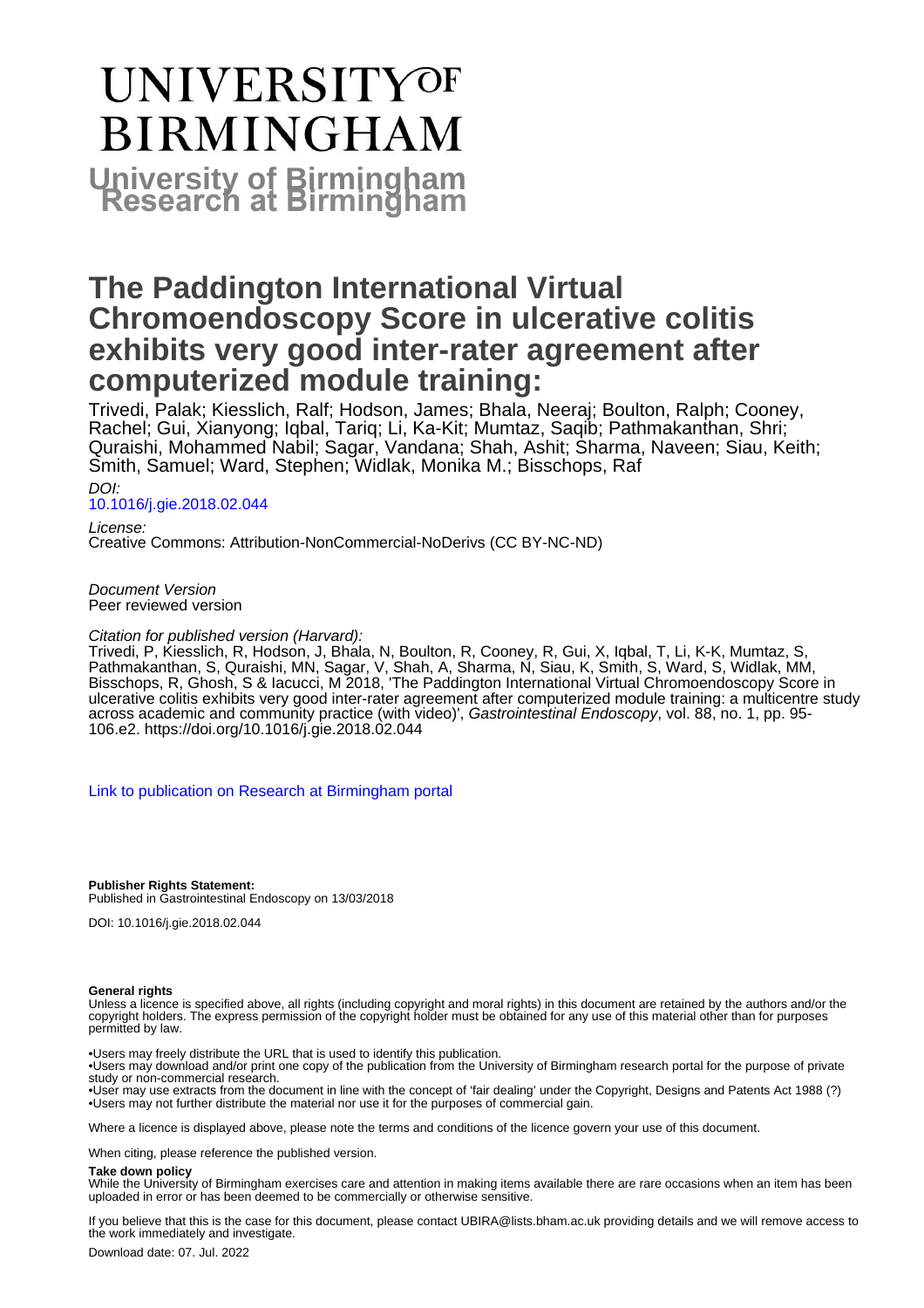# UNIVERSITY OF BIRMINGHAM

## University of Birmingham Research at Birmingham

# The Paddington International Virtual Chromoendoscopy Score in ulcerative colitis exhibits very good inter-rater agreement after computerized module training:

Trivedi, Palak; Kiesslich, Ralf; Hodson, James; Bhala, Neeraj; Boulton, Ralph; Cooney, Rachel; Gui, Xianyong; Iqbal, Tariq; Li, Ka-Kit; Mumtaz, Saqib; Pathmakanthan, Shri; Quraishi, Mohammed Nabil; Sagar, Vandana; Shah, Ashit; Sharma, Naveen; Siau, Keith; Smith, Samuel; Ward, Stephen; Widlak, Monika M.; Bisschops, Raf

*DOI:*
[10.1016/j.gie.2018.02.044](https://doi.org/10.1016/j.gie.2018.02.044)

*License:*
Creative Commons: Attribution-NonCommercial-NoDerivs (CC BY-NC-ND)

*Document Version*
Peer reviewed version

*Citation for published version (Harvard):*
Trivedi, P, Kiesslich, R, Hodson, J, Bhala, N, Boulton, R, Cooney, R, Gui, X, Iqbal, T, Li, K-K, Mumtaz, S, Pathmakanthan, S, Quraishi, MN, Sagar, V, Shah, A, Sharma, N, Siau, K, Smith, S, Ward, S, Widlak, MM, Bisschops, R, Ghosh, S & Iacucci, M 2018, 'The Paddington International Virtual Chromoendoscopy Score in ulcerative colitis exhibits very good inter-rater agreement after computerized module training: a multicentre study across academic and community practice (with video)', *Gastrointestinal Endoscopy*, vol. 88, no. 1, pp. 95-106.e2. https://doi.org/10.1016/j.gie.2018.02.044

[Link to publication on Research at Birmingham portal]

**Publisher Rights Statement:**
Published in Gastrointestinal Endoscopy on 13/03/2018

DOI: 10.1016/j.gie.2018.02.044

**General rights**
Unless a licence is specified above, all rights (including copyright and moral rights) in this document are retained by the authors and/or the copyright holders. The express permission of the copyright holder must be obtained for any use of this material other than for purposes permitted by law.

•Users may freely distribute the URL that is used to identify this publication.
•Users may download and/or print one copy of the publication from the University of Birmingham research portal for the purpose of private study or non-commercial research.
•User may use extracts from the document in line with the concept of 'fair dealing' under the Copyright, Designs and Patents Act 1988 (?)
•Users may not further distribute the material nor use it for the purposes of commercial gain.

Where a licence is displayed above, please note the terms and conditions of the licence govern your use of this document.

When citing, please reference the published version.

**Take down policy**
While the University of Birmingham exercises care and attention in making items available there are rare occasions when an item has been uploaded in error or has been deemed to be commercially or otherwise sensitive.

If you believe that this is the case for this document, please contact UBIRA@lists.bham.ac.uk providing details and we will remove access to the work immediately and investigate.

Download date: 07. Jul. 2022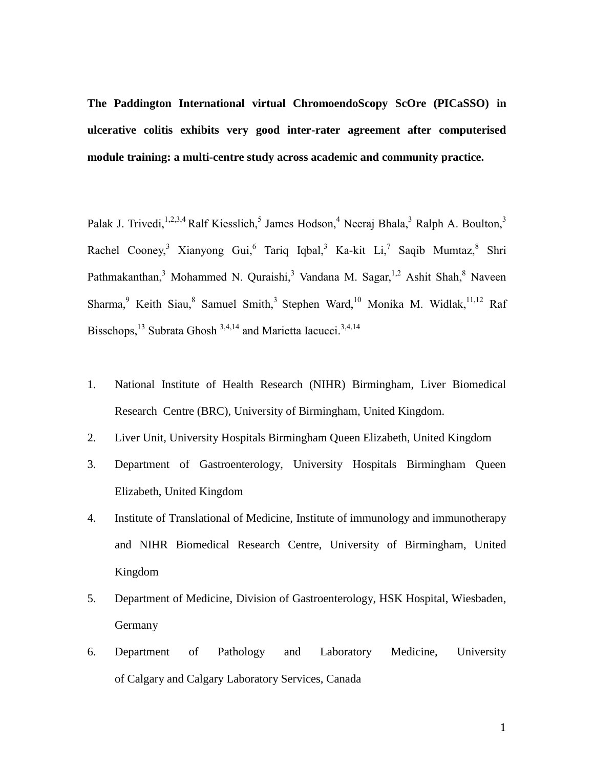**The Paddington International virtual ChromoendoScopy ScOre (PICaSSO) in ulcerative colitis exhibits very good inter-rater agreement after computerised module training: a multi-centre study across academic and community practice.**

Palak J. Trivedi,[1,2,3,4] Ralf Kiesslich,[5] James Hodson,[4] Neeraj Bhala,[3] Ralph A. Boulton,[3] Rachel Cooney,[3] Xianyong Gui,[6] Tariq Iqbal,[3] Ka-kit Li,[7] Saqib Mumtaz,[8] Shri Pathmakanthan,[3] Mohammed N. Quraishi,[3] Vandana M. Sagar,[1,2] Ashit Shah,[8] Naveen Sharma,[9] Keith Siau,[8] Samuel Smith,[3] Stephen Ward,[10] Monika M. Widlak,[11,12] Raf Bisschops,[13] Subrata Ghosh [3,4,14] and Marietta Iacucci.[3,4,14]

1. National Institute of Health Research (NIHR) Birmingham, Liver Biomedical Research Centre (BRC), University of Birmingham, United Kingdom.
2. Liver Unit, University Hospitals Birmingham Queen Elizabeth, United Kingdom
3. Department of Gastroenterology, University Hospitals Birmingham Queen Elizabeth, United Kingdom
4. Institute of Translational of Medicine, Institute of immunology and immunotherapy and NIHR Biomedical Research Centre, University of Birmingham, United Kingdom
5. Department of Medicine, Division of Gastroenterology, HSK Hospital, Wiesbaden, Germany
6. Department of Pathology and Laboratory Medicine, University of Calgary and Calgary Laboratory Services, Canada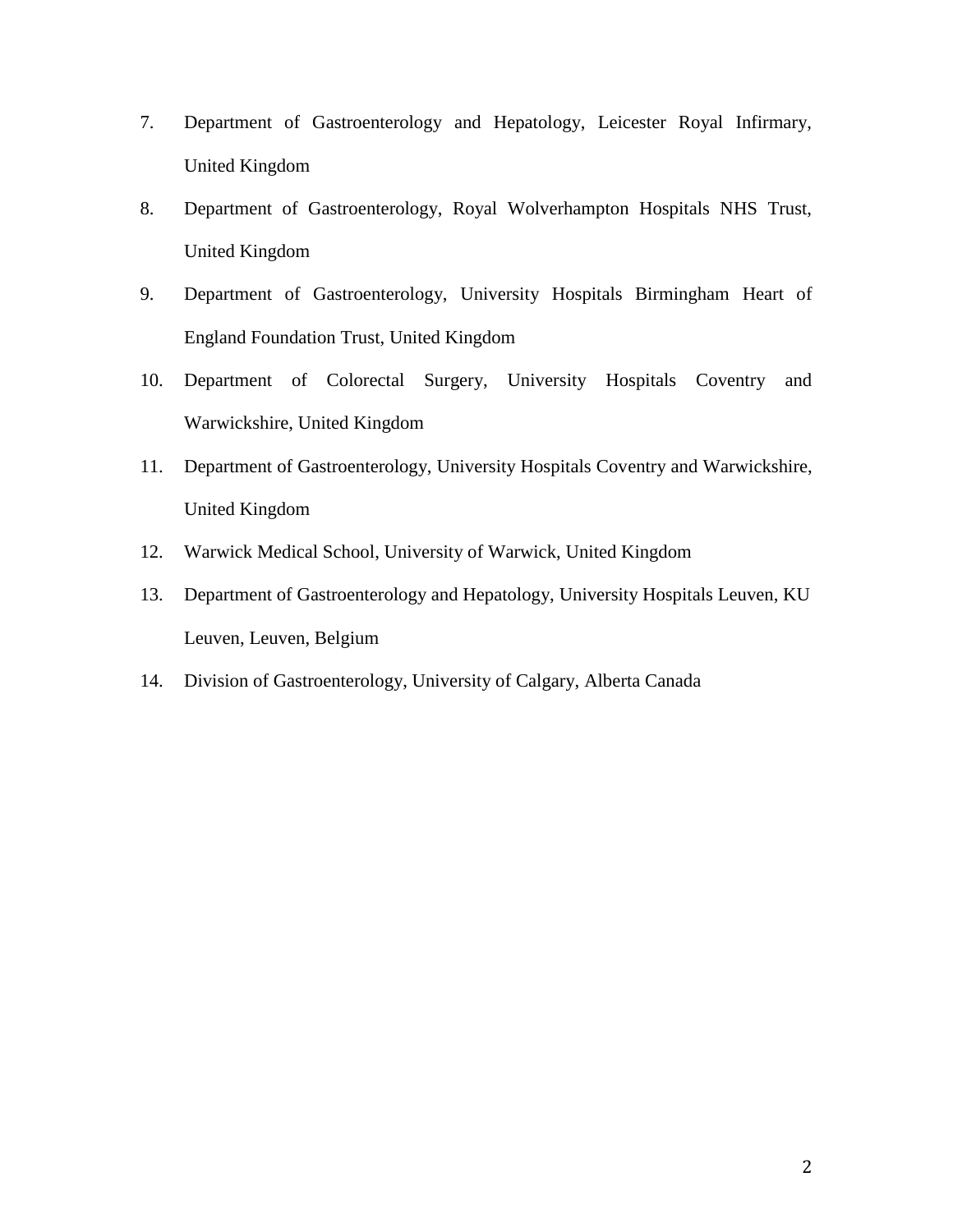7. Department of Gastroenterology and Hepatology, Leicester Royal Infirmary, United Kingdom
8. Department of Gastroenterology, Royal Wolverhampton Hospitals NHS Trust, United Kingdom
9. Department of Gastroenterology, University Hospitals Birmingham Heart of England Foundation Trust, United Kingdom
10. Department of Colorectal Surgery, University Hospitals Coventry and Warwickshire, United Kingdom
11. Department of Gastroenterology, University Hospitals Coventry and Warwickshire, United Kingdom
12. Warwick Medical School, University of Warwick, United Kingdom
13. Department of Gastroenterology and Hepatology, University Hospitals Leuven, KU Leuven, Leuven, Belgium
14. Division of Gastroenterology, University of Calgary, Alberta Canada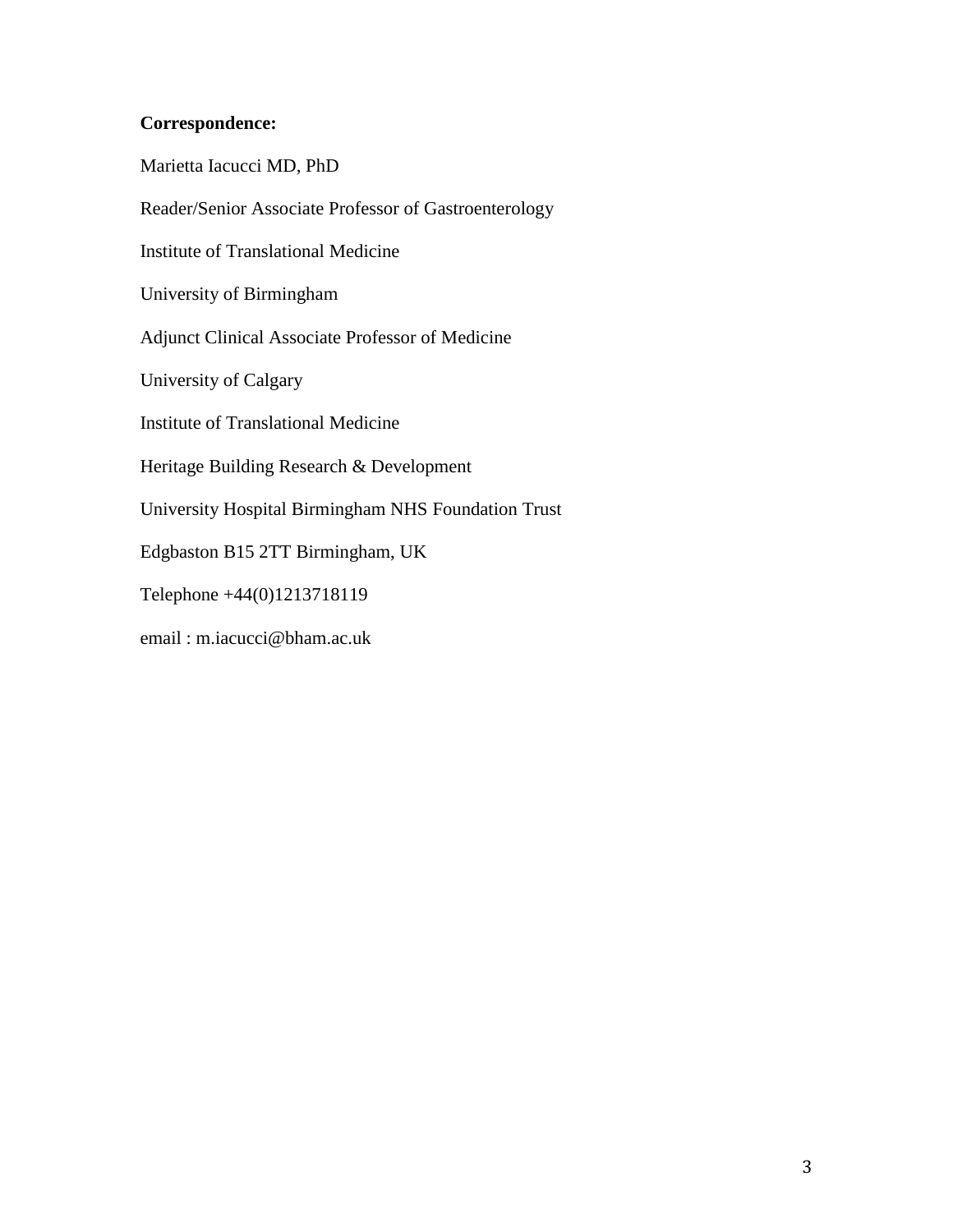**Correspondence:**

Marietta Iacucci MD, PhD

Reader/Senior Associate Professor of Gastroenterology

Institute of Translational Medicine

University of Birmingham

Adjunct Clinical Associate Professor of Medicine

University of Calgary

Institute of Translational Medicine

Heritage Building Research & Development

University Hospital Birmingham NHS Foundation Trust

Edgbaston B15 2TT Birmingham, UK

Telephone +44(0)1213718119

email : m.iacucci@bham.ac.uk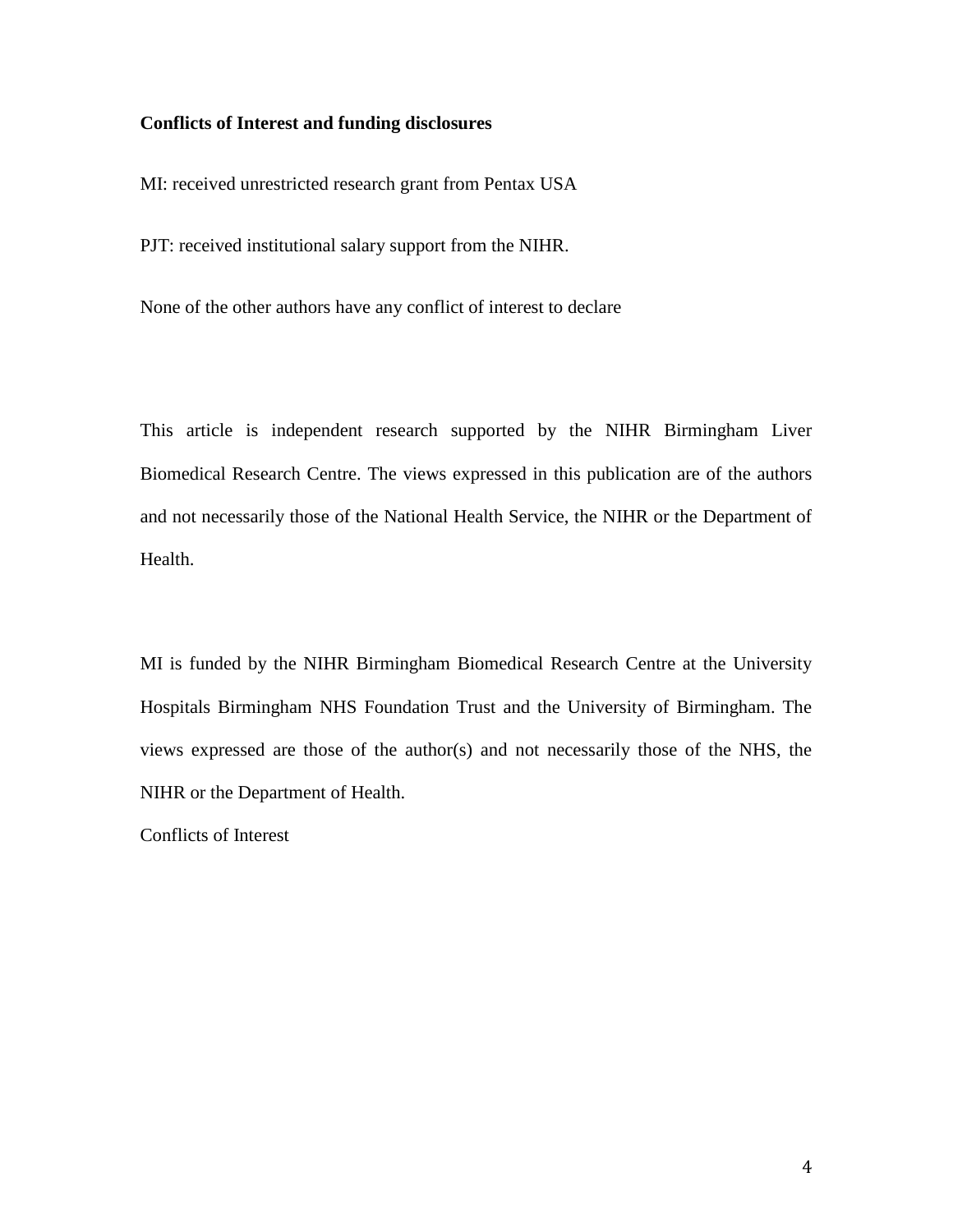**Conflicts of Interest and funding disclosures**

MI: received unrestricted research grant from Pentax USA

PJT: received institutional salary support from the NIHR.

None of the other authors have any conflict of interest to declare

This article is independent research supported by the NIHR Birmingham Liver Biomedical Research Centre. The views expressed in this publication are of the authors and not necessarily those of the National Health Service, the NIHR or the Department of Health.

MI is funded by the NIHR Birmingham Biomedical Research Centre at the University Hospitals Birmingham NHS Foundation Trust and the University of Birmingham. The views expressed are those of the author(s) and not necessarily those of the NHS, the NIHR or the Department of Health.

Conflicts of Interest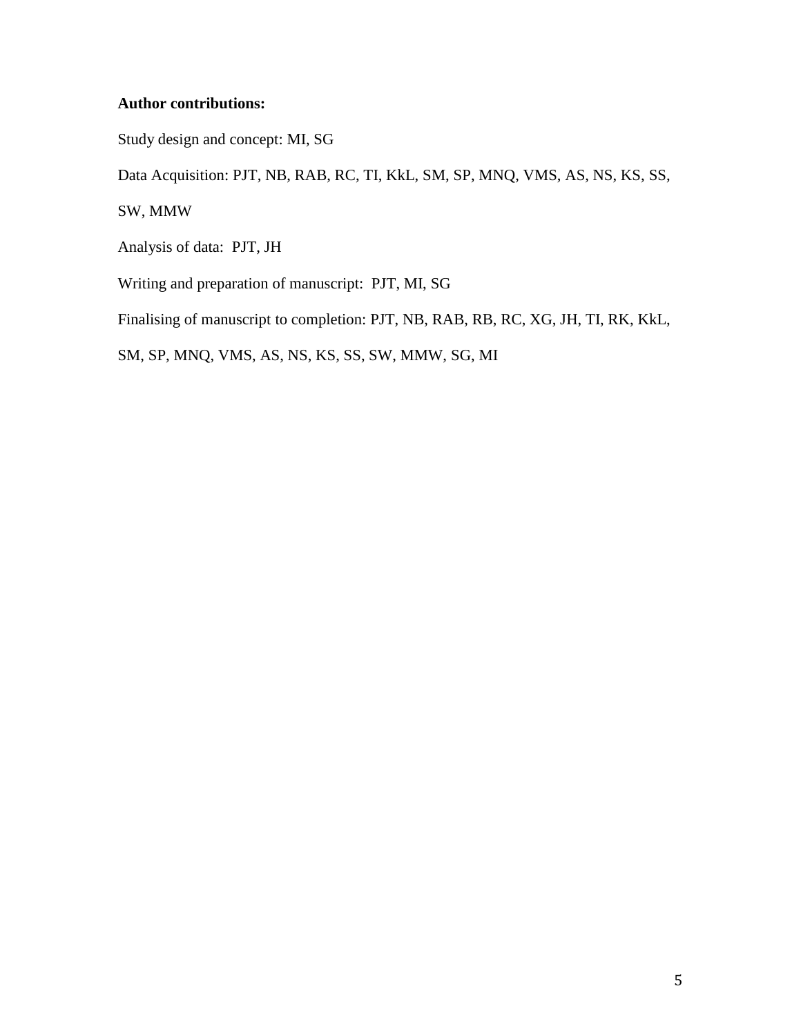**Author contributions:**

Study design and concept: MI, SG

Data Acquisition: PJT, NB, RAB, RC, TI, KkL, SM, SP, MNQ, VMS, AS, NS, KS, SS, SW, MMW

Analysis of data: PJT, JH

Writing and preparation of manuscript: PJT, MI, SG

Finalising of manuscript to completion: PJT, NB, RAB, RB, RC, XG, JH, TI, RK, KkL, SM, SP, MNQ, VMS, AS, NS, KS, SS, SW, MMW, SG, MI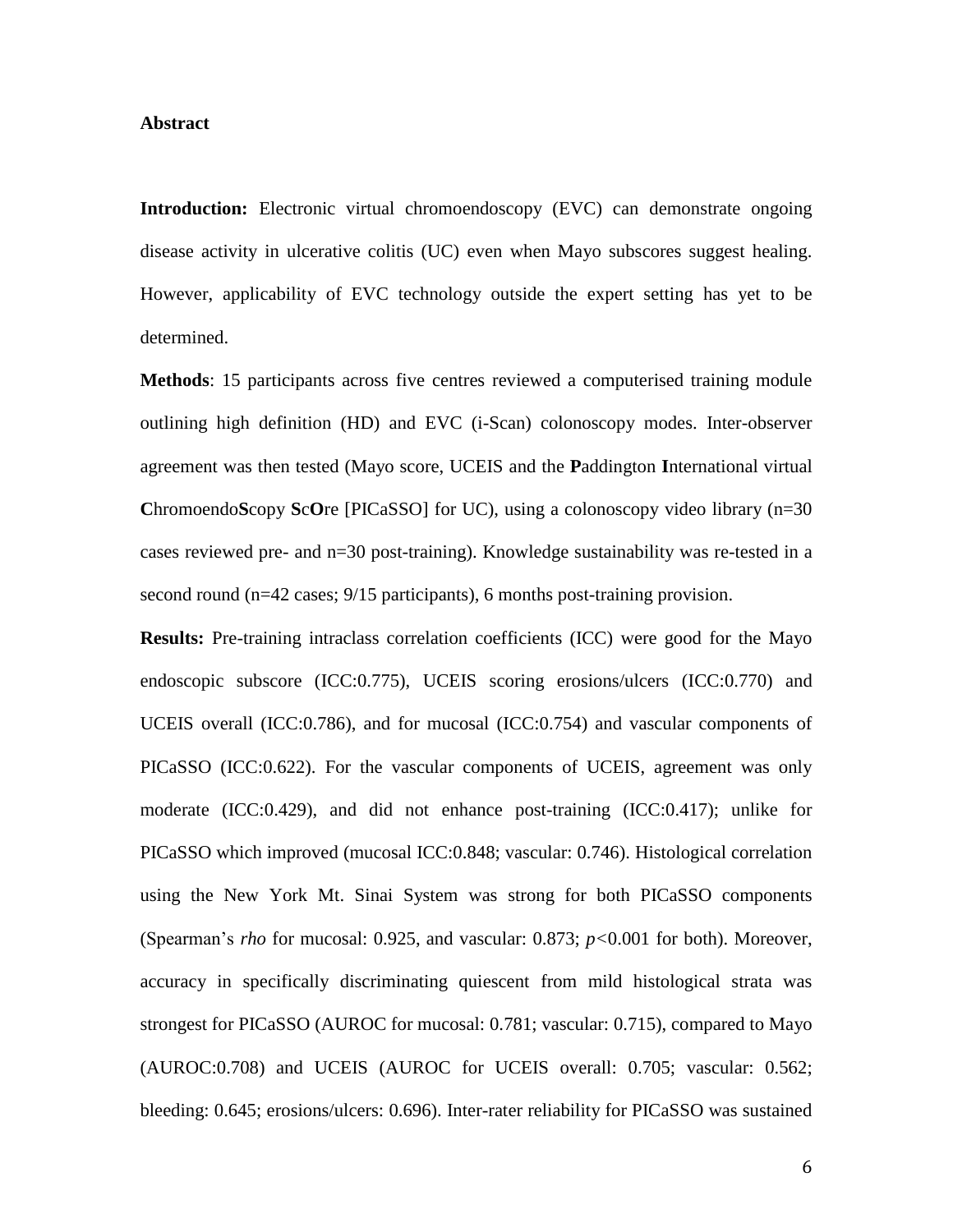**Abstract**

**Introduction:** Electronic virtual chromoendoscopy (EVC) can demonstrate ongoing disease activity in ulcerative colitis (UC) even when Mayo subscores suggest healing. However, applicability of EVC technology outside the expert setting has yet to be determined.

**Methods**: 15 participants across five centres reviewed a computerised training module outlining high definition (HD) and EVC (i-Scan) colonoscopy modes. Inter-observer agreement was then tested (Mayo score, UCEIS and the **P**addington **I**nternational virtual **C**hromoendo**S**copy **S**c**O**re [PICaSSO] for UC), using a colonoscopy video library (n=30 cases reviewed pre- and n=30 post-training). Knowledge sustainability was re-tested in a second round (n=42 cases; 9/15 participants), 6 months post-training provision.

**Results:** Pre-training intraclass correlation coefficients (ICC) were good for the Mayo endoscopic subscore (ICC:0.775), UCEIS scoring erosions/ulcers (ICC:0.770) and UCEIS overall (ICC:0.786), and for mucosal (ICC:0.754) and vascular components of PICaSSO (ICC:0.622). For the vascular components of UCEIS, agreement was only moderate (ICC:0.429), and did not enhance post-training (ICC:0.417); unlike for PICaSSO which improved (mucosal ICC:0.848; vascular: 0.746). Histological correlation using the New York Mt. Sinai System was strong for both PICaSSO components (Spearman's *rho* for mucosal: 0.925, and vascular: 0.873; $p<0.001$ for both). Moreover, accuracy in specifically discriminating quiescent from mild histological strata was strongest for PICaSSO (AUROC for mucosal: 0.781; vascular: 0.715), compared to Mayo (AUROC:0.708) and UCEIS (AUROC for UCEIS overall: 0.705; vascular: 0.562; bleeding: 0.645; erosions/ulcers: 0.696). Inter-rater reliability for PICaSSO was sustained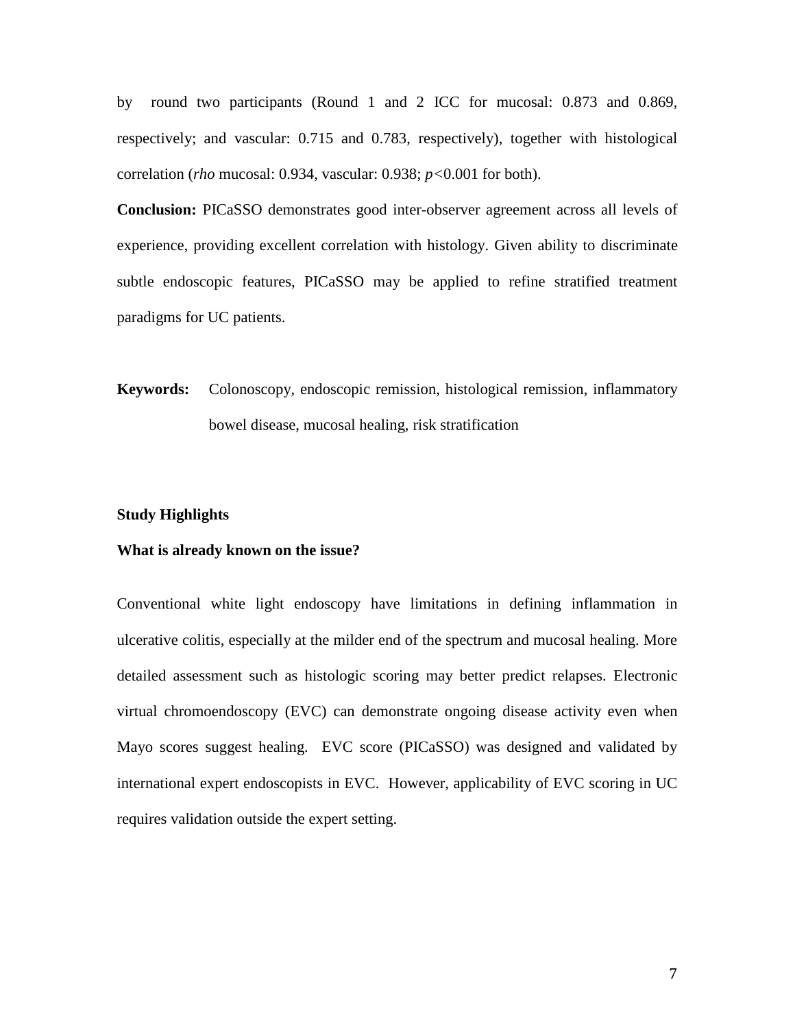by round two participants (Round 1 and 2 ICC for mucosal: 0.873 and 0.869, respectively; and vascular: 0.715 and 0.783, respectively), together with histological correlation (*rho* mucosal: 0.934, vascular: 0.938; $p<0.001$ for both).

**Conclusion:** PICaSSO demonstrates good inter-observer agreement across all levels of experience, providing excellent correlation with histology. Given ability to discriminate subtle endoscopic features, PICaSSO may be applied to refine stratified treatment paradigms for UC patients.

**Keywords:** Colonoscopy, endoscopic remission, histological remission, inflammatory bowel disease, mucosal healing, risk stratification

**Study Highlights**

**What is already known on the issue?**

Conventional white light endoscopy have limitations in defining inflammation in ulcerative colitis, especially at the milder end of the spectrum and mucosal healing. More detailed assessment such as histologic scoring may better predict relapses. Electronic virtual chromoendoscopy (EVC) can demonstrate ongoing disease activity even when Mayo scores suggest healing. EVC score (PICaSSO) was designed and validated by international expert endoscopists in EVC. However, applicability of EVC scoring in UC requires validation outside the expert setting.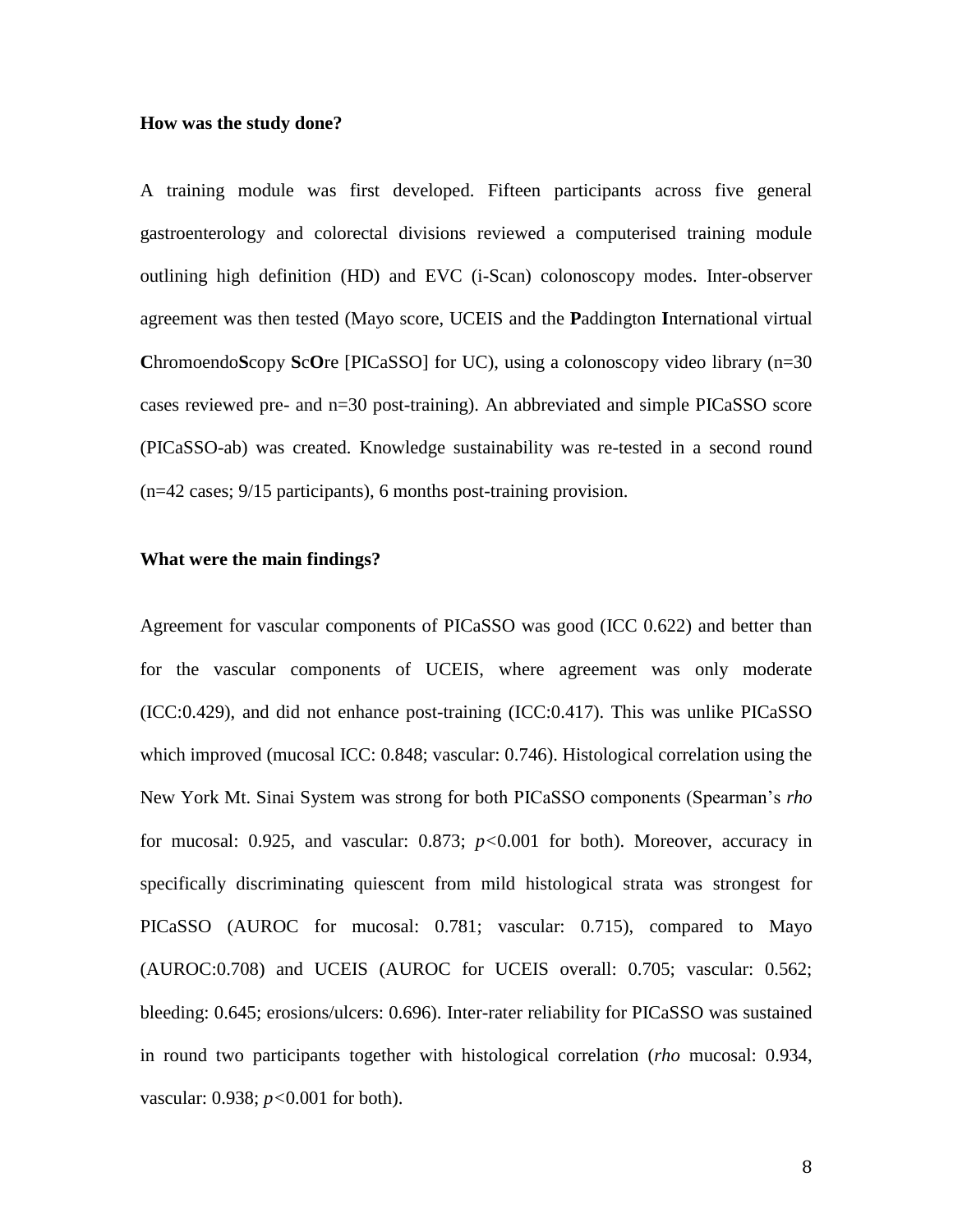**How was the study done?**

A training module was first developed. Fifteen participants across five general gastroenterology and colorectal divisions reviewed a computerised training module outlining high definition (HD) and EVC (i-Scan) colonoscopy modes. Inter-observer agreement was then tested (Mayo score, UCEIS and the **P**addington **I**nternational virtual **C**hromoendo**S**copy **S**c**O**re [PICaSSO] for UC), using a colonoscopy video library (n=30 cases reviewed pre- and n=30 post-training). An abbreviated and simple PICaSSO score (PICaSSO-ab) was created. Knowledge sustainability was re-tested in a second round (n=42 cases; 9/15 participants), 6 months post-training provision.

**What were the main findings?**

Agreement for vascular components of PICaSSO was good (ICC 0.622) and better than for the vascular components of UCEIS, where agreement was only moderate (ICC:0.429), and did not enhance post-training (ICC:0.417). This was unlike PICaSSO which improved (mucosal ICC: 0.848; vascular: 0.746). Histological correlation using the New York Mt. Sinai System was strong for both PICaSSO components (Spearman's *rho* for mucosal: 0.925, and vascular: 0.873; $p<0.001$ for both). Moreover, accuracy in specifically discriminating quiescent from mild histological strata was strongest for PICaSSO (AUROC for mucosal: 0.781; vascular: 0.715), compared to Mayo (AUROC:0.708) and UCEIS (AUROC for UCEIS overall: 0.705; vascular: 0.562; bleeding: 0.645; erosions/ulcers: 0.696). Inter-rater reliability for PICaSSO was sustained in round two participants together with histological correlation (*rho* mucosal: 0.934, vascular: 0.938; $p<0.001$ for both).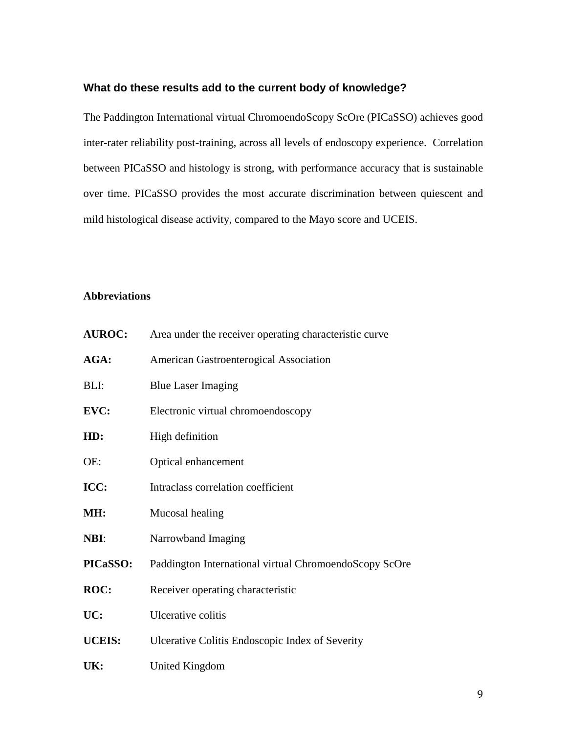### What do these results add to the current body of knowledge?

The Paddington International virtual ChromoendoScopy ScOre (PICaSSO) achieves good inter-rater reliability post-training, across all levels of endoscopy experience. Correlation between PICaSSO and histology is strong, with performance accuracy that is sustainable over time. PICaSSO provides the most accurate discrimination between quiescent and mild histological disease activity, compared to the Mayo score and UCEIS.

### Abbreviations

**AUROC:** Area under the receiver operating characteristic curve

**AGA:** American Gastroenterogical Association

BLI: Blue Laser Imaging

**EVC:** Electronic virtual chromoendoscopy

**HD:** High definition

OE: Optical enhancement

**ICC:** Intraclass correlation coefficient

**MH:** Mucosal healing

**NBI**: Narrowband Imaging

**PICaSSO:** Paddington International virtual ChromoendoScopy ScOre

**ROC:** Receiver operating characteristic

**UC:** Ulcerative colitis

**UCEIS:** Ulcerative Colitis Endoscopic Index of Severity

**UK:** United Kingdom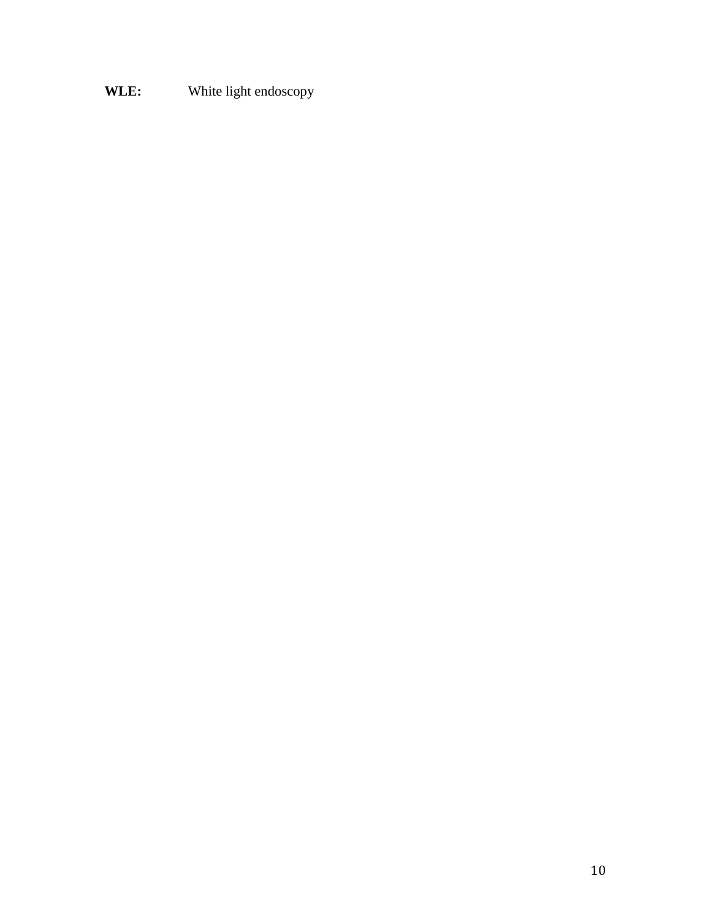**WLE:** White light endoscopy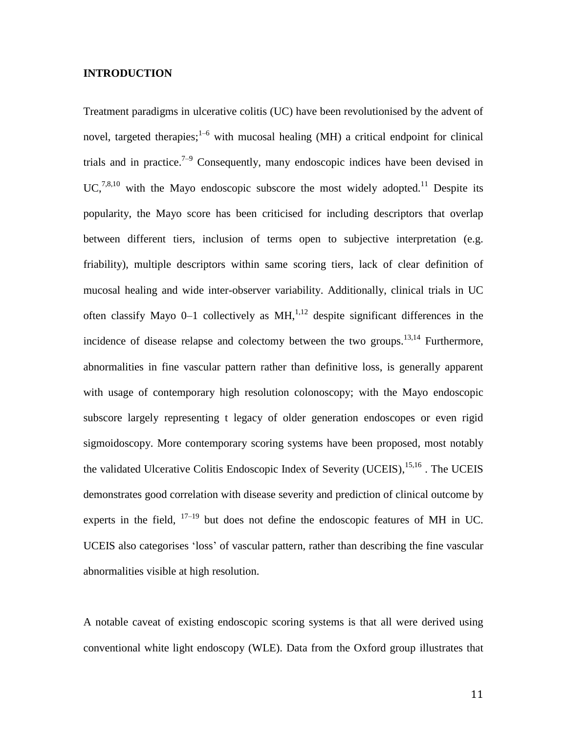## INTRODUCTION

Treatment paradigms in ulcerative colitis (UC) have been revolutionised by the advent of novel, targeted therapies;[1–6] with mucosal healing (MH) a critical endpoint for clinical trials and in practice.[7–9] Consequently, many endoscopic indices have been devised in UC,[7,8,10] with the Mayo endoscopic subscore the most widely adopted.[11] Despite its popularity, the Mayo score has been criticised for including descriptors that overlap between different tiers, inclusion of terms open to subjective interpretation (e.g. friability), multiple descriptors within same scoring tiers, lack of clear definition of mucosal healing and wide inter-observer variability. Additionally, clinical trials in UC often classify Mayo 0–1 collectively as MH,[1,12] despite significant differences in the incidence of disease relapse and colectomy between the two groups.[13,14] Furthermore, abnormalities in fine vascular pattern rather than definitive loss, is generally apparent with usage of contemporary high resolution colonoscopy; with the Mayo endoscopic subscore largely representing t legacy of older generation endoscopes or even rigid sigmoidoscopy. More contemporary scoring systems have been proposed, most notably the validated Ulcerative Colitis Endoscopic Index of Severity (UCEIS),[15,16] . The UCEIS demonstrates good correlation with disease severity and prediction of clinical outcome by experts in the field, [17–19] but does not define the endoscopic features of MH in UC. UCEIS also categorises 'loss' of vascular pattern, rather than describing the fine vascular abnormalities visible at high resolution.

A notable caveat of existing endoscopic scoring systems is that all were derived using conventional white light endoscopy (WLE). Data from the Oxford group illustrates that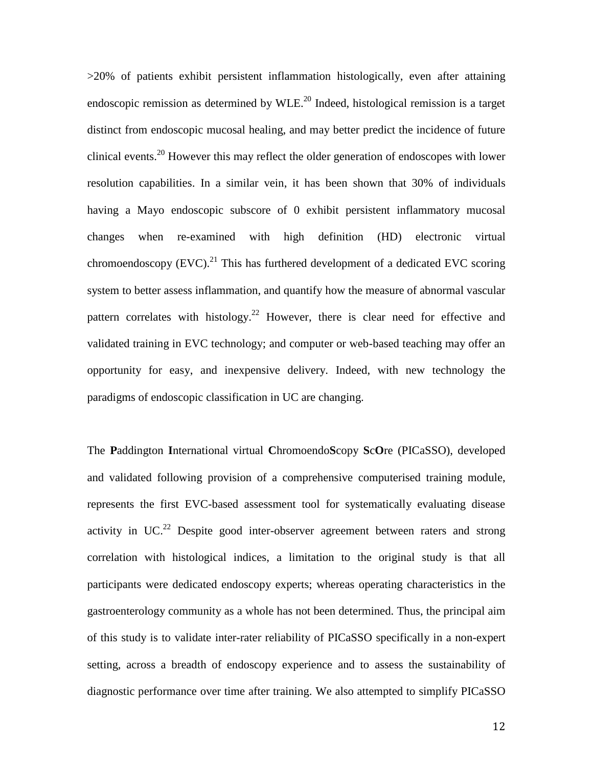>20% of patients exhibit persistent inflammation histologically, even after attaining endoscopic remission as determined by WLE.[20] Indeed, histological remission is a target distinct from endoscopic mucosal healing, and may better predict the incidence of future clinical events.[20] However this may reflect the older generation of endoscopes with lower resolution capabilities. In a similar vein, it has been shown that 30% of individuals having a Mayo endoscopic subscore of 0 exhibit persistent inflammatory mucosal changes when re-examined with high definition (HD) electronic virtual chromoendoscopy (EVC).[21] This has furthered development of a dedicated EVC scoring system to better assess inflammation, and quantify how the measure of abnormal vascular pattern correlates with histology.[22] However, there is clear need for effective and validated training in EVC technology; and computer or web-based teaching may offer an opportunity for easy, and inexpensive delivery. Indeed, with new technology the paradigms of endoscopic classification in UC are changing.

The **P**addington **I**nternational virtual **C**hromoendo**S**copy **S**c**O**re (PICaSSO), developed and validated following provision of a comprehensive computerised training module, represents the first EVC-based assessment tool for systematically evaluating disease activity in UC.[22] Despite good inter-observer agreement between raters and strong correlation with histological indices, a limitation to the original study is that all participants were dedicated endoscopy experts; whereas operating characteristics in the gastroenterology community as a whole has not been determined. Thus, the principal aim of this study is to validate inter-rater reliability of PICaSSO specifically in a non-expert setting, across a breadth of endoscopy experience and to assess the sustainability of diagnostic performance over time after training. We also attempted to simplify PICaSSO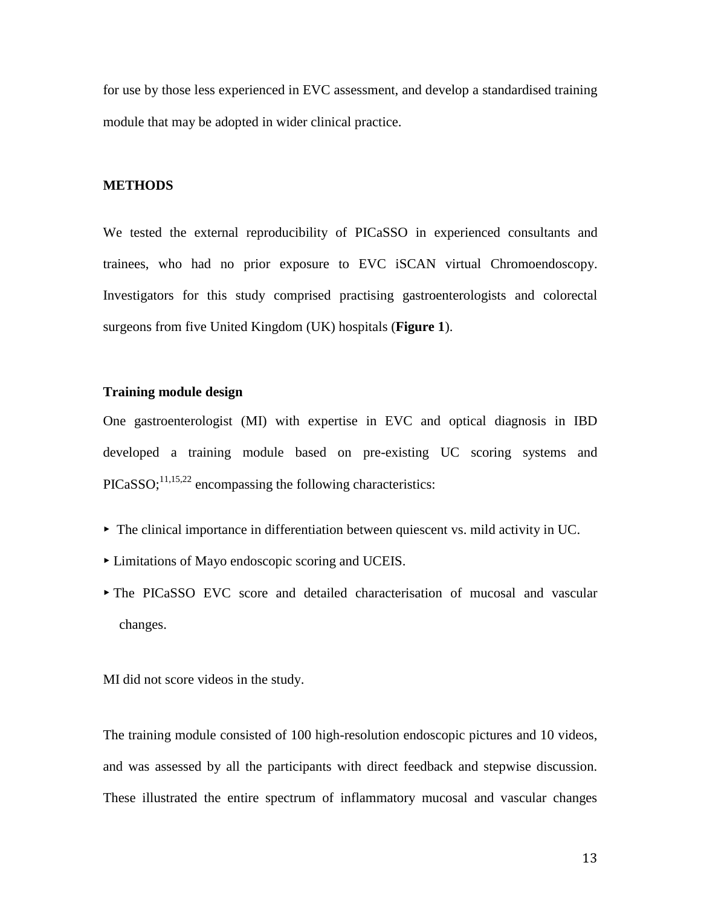for use by those less experienced in EVC assessment, and develop a standardised training module that may be adopted in wider clinical practice.

## METHODS

We tested the external reproducibility of PICaSSO in experienced consultants and trainees, who had no prior exposure to EVC iSCAN virtual Chromoendoscopy. Investigators for this study comprised practising gastroenterologists and colorectal surgeons from five United Kingdom (UK) hospitals (**Figure 1**).

### Training module design

One gastroenterologist (MI) with expertise in EVC and optical diagnosis in IBD developed a training module based on pre-existing UC scoring systems and PICaSSO;[11,15,22] encompassing the following characteristics:

- The clinical importance in differentiation between quiescent vs. mild activity in UC.
- Limitations of Mayo endoscopic scoring and UCEIS.
- The PICaSSO EVC score and detailed characterisation of mucosal and vascular changes.

MI did not score videos in the study.

The training module consisted of 100 high-resolution endoscopic pictures and 10 videos, and was assessed by all the participants with direct feedback and stepwise discussion. These illustrated the entire spectrum of inflammatory mucosal and vascular changes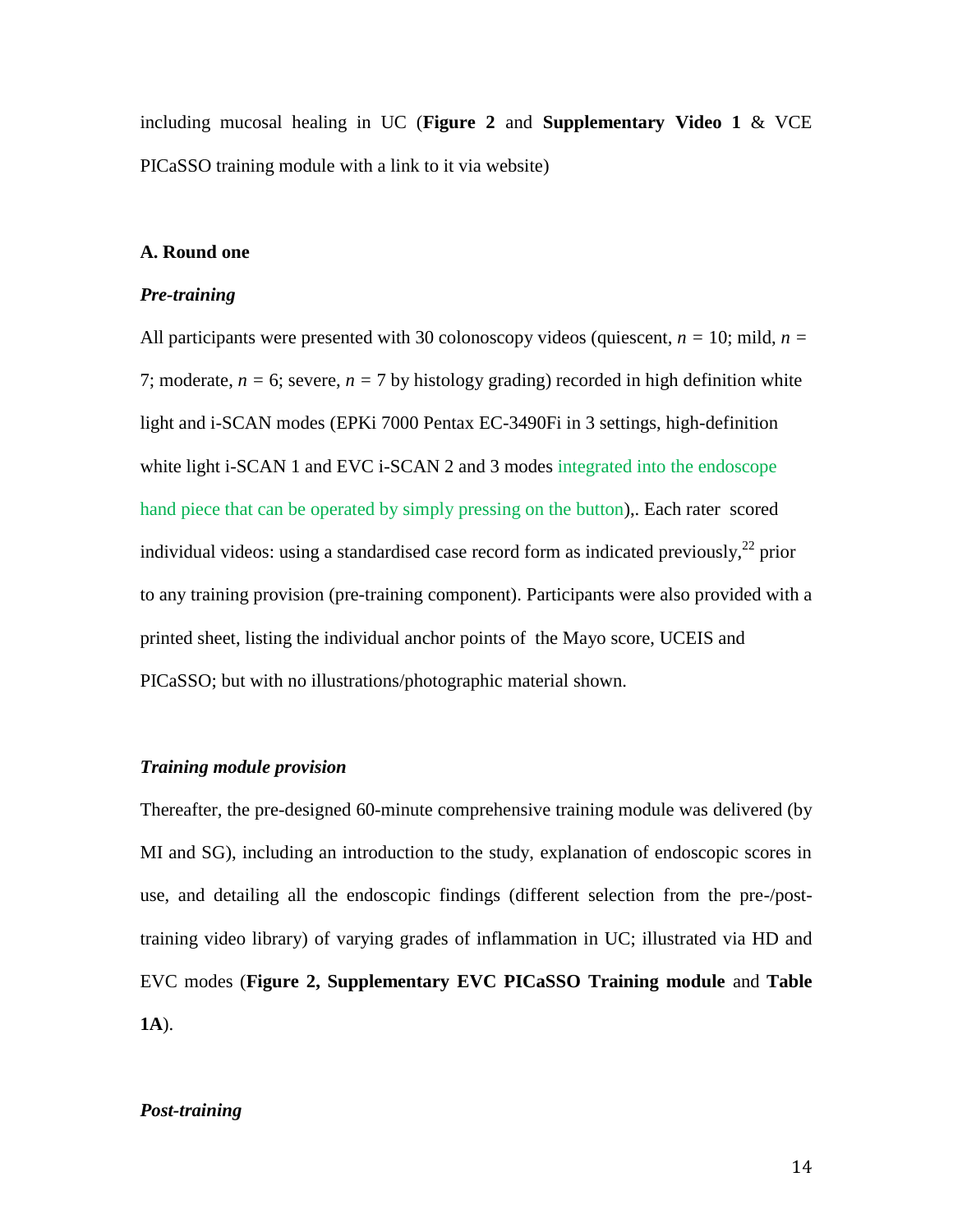including mucosal healing in UC (**Figure 2** and **Supplementary Video 1** & VCE PICaSSO training module with a link to it via website)

**A. Round one**

***Pre-training***

All participants were presented with 30 colonoscopy videos (quiescent, $n$ = 10; mild, $n$ = 7; moderate, $n$ = 6; severe, $n$ = 7 by histology grading) recorded in high definition white light and i-SCAN modes (EPKi 7000 Pentax EC-3490Fi in 3 settings, high-definition white light i-SCAN 1 and EVC i-SCAN 2 and 3 modes integrated into the endoscope hand piece that can be operated by simply pressing on the button),. Each rater scored individual videos: using a standardised case record form as indicated previously,[22] prior to any training provision (pre-training component). Participants were also provided with a printed sheet, listing the individual anchor points of the Mayo score, UCEIS and PICaSSO; but with no illustrations/photographic material shown.

***Training module provision***

Thereafter, the pre-designed 60-minute comprehensive training module was delivered (by MI and SG), including an introduction to the study, explanation of endoscopic scores in use, and detailing all the endoscopic findings (different selection from the pre-/post-training video library) of varying grades of inflammation in UC; illustrated via HD and EVC modes (**Figure 2, Supplementary EVC PICaSSO Training module** and **Table 1A**).

***Post-training***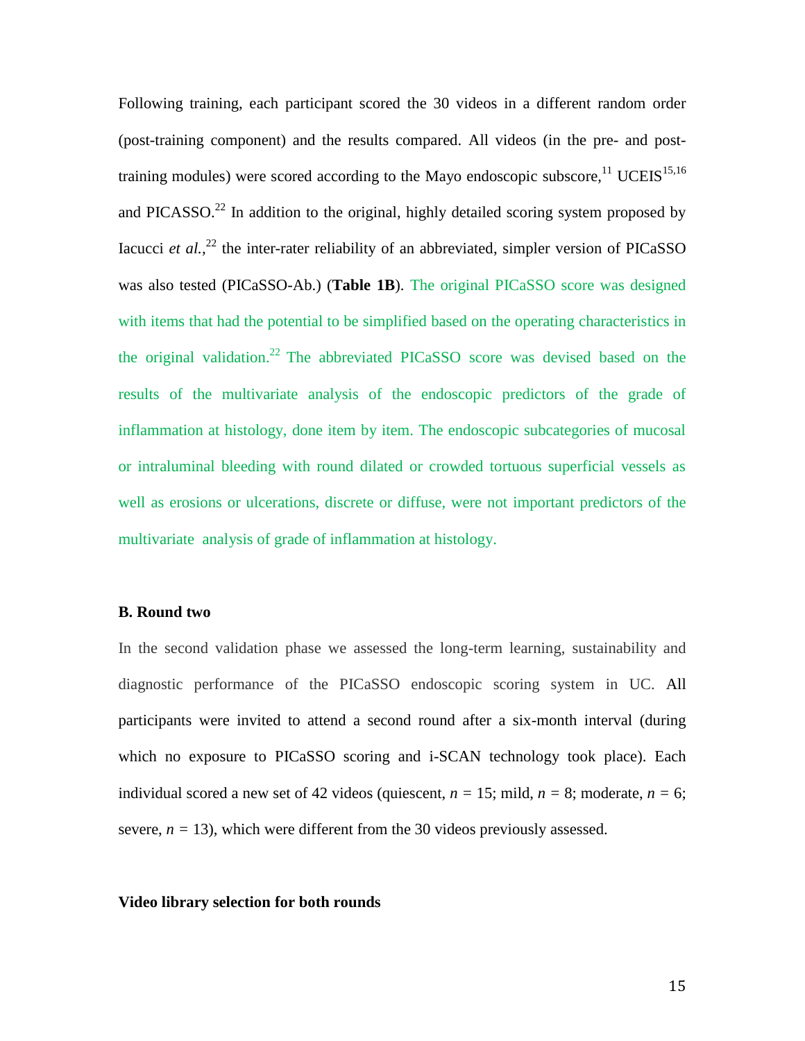Following training, each participant scored the 30 videos in a different random order (post-training component) and the results compared. All videos (in the pre- and post-training modules) were scored according to the Mayo endoscopic subscore,[11] UCEIS[15,16] and PICASSO.[22] In addition to the original, highly detailed scoring system proposed by Iacucci *et al.*,[22] the inter-rater reliability of an abbreviated, simpler version of PICaSSO was also tested (PICaSSO-Ab.) (**Table 1B**). The original PICaSSO score was designed with items that had the potential to be simplified based on the operating characteristics in the original validation.[22] The abbreviated PICaSSO score was devised based on the results of the multivariate analysis of the endoscopic predictors of the grade of inflammation at histology, done item by item. The endoscopic subcategories of mucosal or intraluminal bleeding with round dilated or crowded tortuous superficial vessels as well as erosions or ulcerations, discrete or diffuse, were not important predictors of the multivariate analysis of grade of inflammation at histology.

**B. Round two**

In the second validation phase we assessed the long-term learning, sustainability and diagnostic performance of the PICaSSO endoscopic scoring system in UC. All participants were invited to attend a second round after a six-month interval (during which no exposure to PICaSSO scoring and i-SCAN technology took place). Each individual scored a new set of 42 videos (quiescent, $n$ = 15; mild, $n$ = 8; moderate, $n$ = 6; severe, $n$ = 13), which were different from the 30 videos previously assessed.

**Video library selection for both rounds**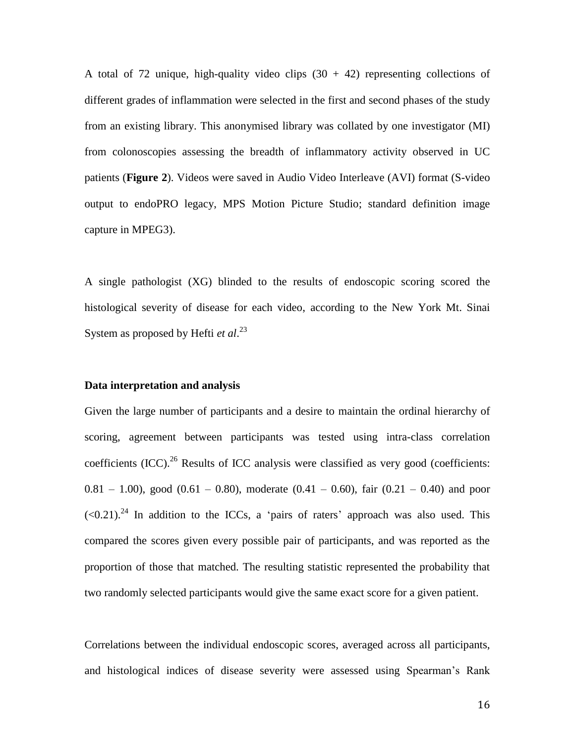A total of 72 unique, high-quality video clips (30 + 42) representing collections of different grades of inflammation were selected in the first and second phases of the study from an existing library. This anonymised library was collated by one investigator (MI) from colonoscopies assessing the breadth of inflammatory activity observed in UC patients (**Figure 2**). Videos were saved in Audio Video Interleave (AVI) format (S-video output to endoPRO legacy, MPS Motion Picture Studio; standard definition image capture in MPEG3).

A single pathologist (XG) blinded to the results of endoscopic scoring scored the histological severity of disease for each video, according to the New York Mt. Sinai System as proposed by Hefti *et al*.[23]

**Data interpretation and analysis**

Given the large number of participants and a desire to maintain the ordinal hierarchy of scoring, agreement between participants was tested using intra-class correlation coefficients (ICC).[26] Results of ICC analysis were classified as very good (coefficients: 0.81 – 1.00), good (0.61 – 0.80), moderate (0.41 – 0.60), fair (0.21 – 0.40) and poor (<0.21).[24] In addition to the ICCs, a 'pairs of raters' approach was also used. This compared the scores given every possible pair of participants, and was reported as the proportion of those that matched. The resulting statistic represented the probability that two randomly selected participants would give the same exact score for a given patient.

Correlations between the individual endoscopic scores, averaged across all participants, and histological indices of disease severity were assessed using Spearman's Rank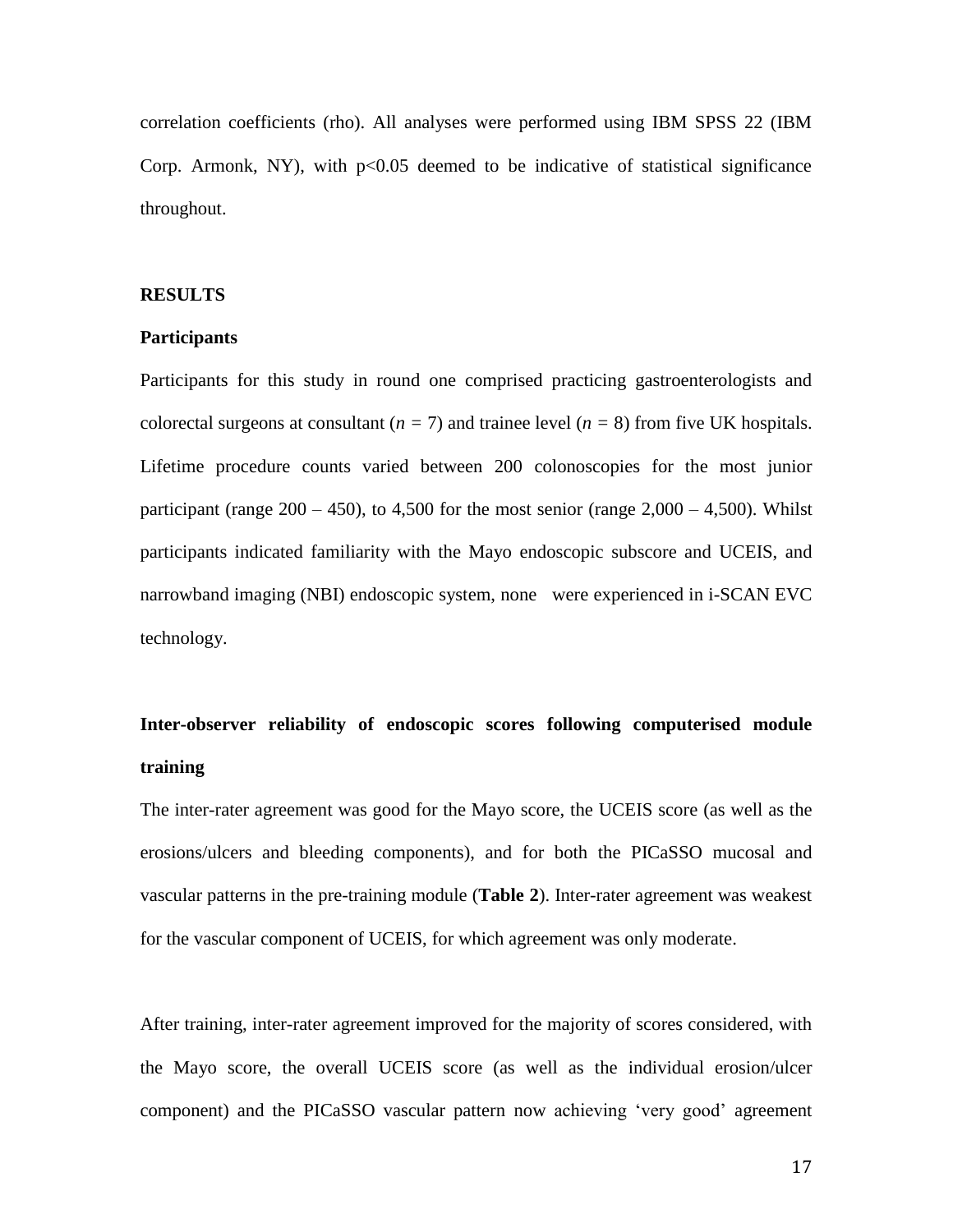correlation coefficients (rho). All analyses were performed using IBM SPSS 22 (IBM Corp. Armonk, NY), with $p<0.05$ deemed to be indicative of statistical significance throughout.

## RESULTS

### Participants

Participants for this study in round one comprised practicing gastroenterologists and colorectal surgeons at consultant ($n = 7$) and trainee level ($n = 8$) from five UK hospitals. Lifetime procedure counts varied between 200 colonoscopies for the most junior participant (range 200 – 450), to 4,500 for the most senior (range 2,000 – 4,500). Whilst participants indicated familiarity with the Mayo endoscopic subscore and UCEIS, and narrowband imaging (NBI) endoscopic system, none were experienced in i-SCAN EVC technology.

### Inter-observer reliability of endoscopic scores following computerised module training

The inter-rater agreement was good for the Mayo score, the UCEIS score (as well as the erosions/ulcers and bleeding components), and for both the PICaSSO mucosal and vascular patterns in the pre-training module (**Table 2**). Inter-rater agreement was weakest for the vascular component of UCEIS, for which agreement was only moderate.

After training, inter-rater agreement improved for the majority of scores considered, with the Mayo score, the overall UCEIS score (as well as the individual erosion/ulcer component) and the PICaSSO vascular pattern now achieving 'very good' agreement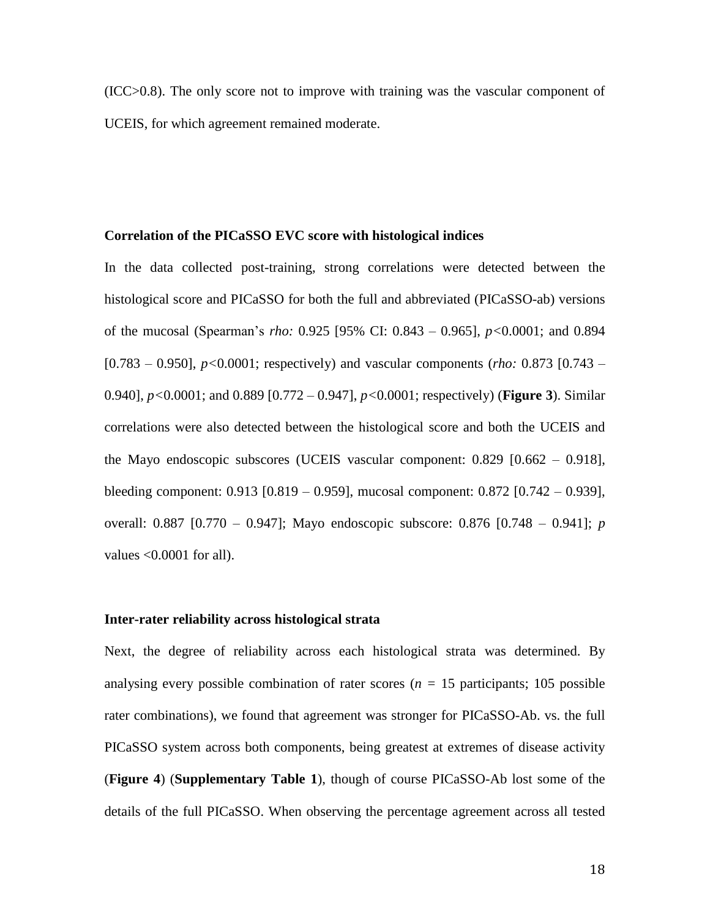(ICC>0.8). The only score not to improve with training was the vascular component of UCEIS, for which agreement remained moderate.

**Correlation of the PICaSSO EVC score with histological indices**

In the data collected post-training, strong correlations were detected between the histological score and PICaSSO for both the full and abbreviated (PICaSSO-ab) versions of the mucosal (Spearman's *rho:* 0.925 [95% CI: 0.843 – 0.965], $p<0.0001$; and 0.894 [0.783 – 0.950], $p<0.0001$; respectively) and vascular components (*rho:* 0.873 [0.743 – 0.940], $p<0.0001$; and 0.889 [0.772 – 0.947], $p<0.0001$; respectively) (**Figure 3**). Similar correlations were also detected between the histological score and both the UCEIS and the Mayo endoscopic subscores (UCEIS vascular component: 0.829 [0.662 – 0.918], bleeding component: 0.913 [0.819 – 0.959], mucosal component: 0.872 [0.742 – 0.939], overall: 0.887 [0.770 – 0.947]; Mayo endoscopic subscore: 0.876 [0.748 – 0.941]; *p* values <0.0001 for all).

**Inter-rater reliability across histological strata**

Next, the degree of reliability across each histological strata was determined. By analysing every possible combination of rater scores ($n$ = 15 participants; 105 possible rater combinations), we found that agreement was stronger for PICaSSO-Ab. vs. the full PICaSSO system across both components, being greatest at extremes of disease activity (**Figure 4**) (**Supplementary Table 1**), though of course PICaSSO-Ab lost some of the details of the full PICaSSO. When observing the percentage agreement across all tested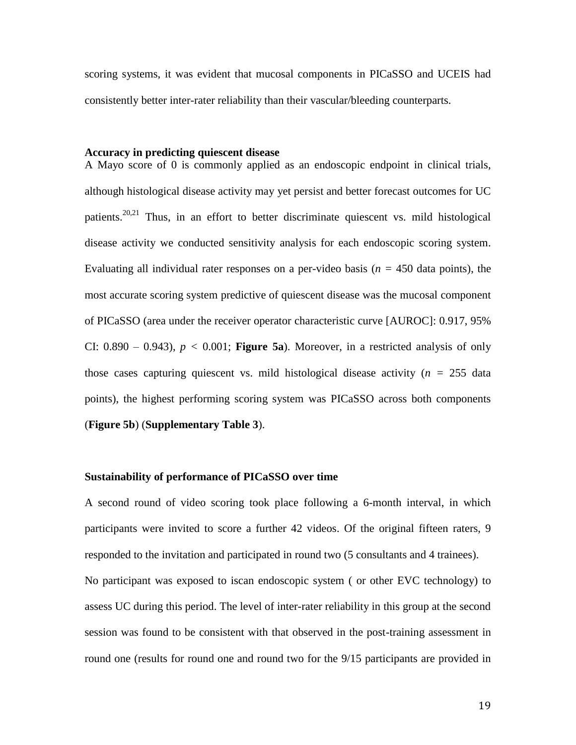scoring systems, it was evident that mucosal components in PICaSSO and UCEIS had consistently better inter-rater reliability than their vascular/bleeding counterparts.

**Accuracy in predicting quiescent disease**

A Mayo score of 0 is commonly applied as an endoscopic endpoint in clinical trials, although histological disease activity may yet persist and better forecast outcomes for UC patients.[20,21] Thus, in an effort to better discriminate quiescent vs. mild histological disease activity we conducted sensitivity analysis for each endoscopic scoring system. Evaluating all individual rater responses on a per-video basis ($n$ = 450 data points), the most accurate scoring system predictive of quiescent disease was the mucosal component of PICaSSO (area under the receiver operator characteristic curve [AUROC]: 0.917, 95% CI: 0.890 – 0.943), $p < 0.001$; **Figure 5a**). Moreover, in a restricted analysis of only those cases capturing quiescent vs. mild histological disease activity ($n$ = 255 data points), the highest performing scoring system was PICaSSO across both components (**Figure 5b**) (**Supplementary Table 3**).

**Sustainability of performance of PICaSSO over time**

A second round of video scoring took place following a 6-month interval, in which participants were invited to score a further 42 videos. Of the original fifteen raters, 9 responded to the invitation and participated in round two (5 consultants and 4 trainees).

No participant was exposed to iscan endoscopic system ( or other EVC technology) to assess UC during this period. The level of inter-rater reliability in this group at the second session was found to be consistent with that observed in the post-training assessment in round one (results for round one and round two for the 9/15 participants are provided in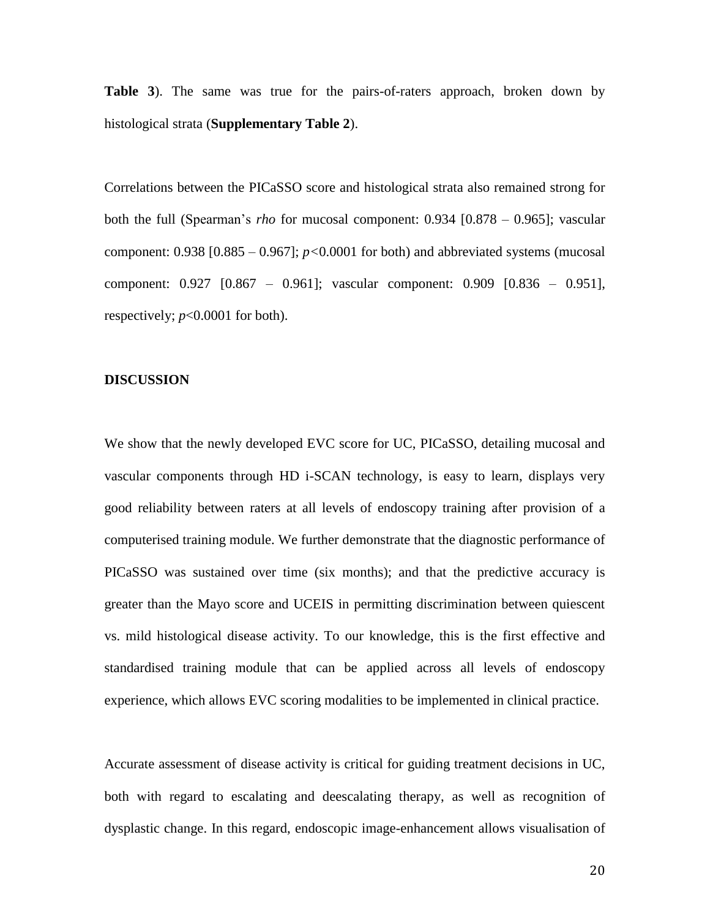**Table 3**). The same was true for the pairs-of-raters approach, broken down by histological strata (**Supplementary Table 2**).

Correlations between the PICaSSO score and histological strata also remained strong for both the full (Spearman's *rho* for mucosal component: 0.934 [0.878 – 0.965]; vascular component: 0.938 [0.885 – 0.967]; $p<0.0001$ for both) and abbreviated systems (mucosal component: 0.927 [0.867 – 0.961]; vascular component: 0.909 [0.836 – 0.951], respectively; $p<0.0001$ for both).

## DISCUSSION

We show that the newly developed EVC score for UC, PICaSSO, detailing mucosal and vascular components through HD i-SCAN technology, is easy to learn, displays very good reliability between raters at all levels of endoscopy training after provision of a computerised training module. We further demonstrate that the diagnostic performance of PICaSSO was sustained over time (six months); and that the predictive accuracy is greater than the Mayo score and UCEIS in permitting discrimination between quiescent vs. mild histological disease activity. To our knowledge, this is the first effective and standardised training module that can be applied across all levels of endoscopy experience, which allows EVC scoring modalities to be implemented in clinical practice.

Accurate assessment of disease activity is critical for guiding treatment decisions in UC, both with regard to escalating and deescalating therapy, as well as recognition of dysplastic change. In this regard, endoscopic image-enhancement allows visualisation of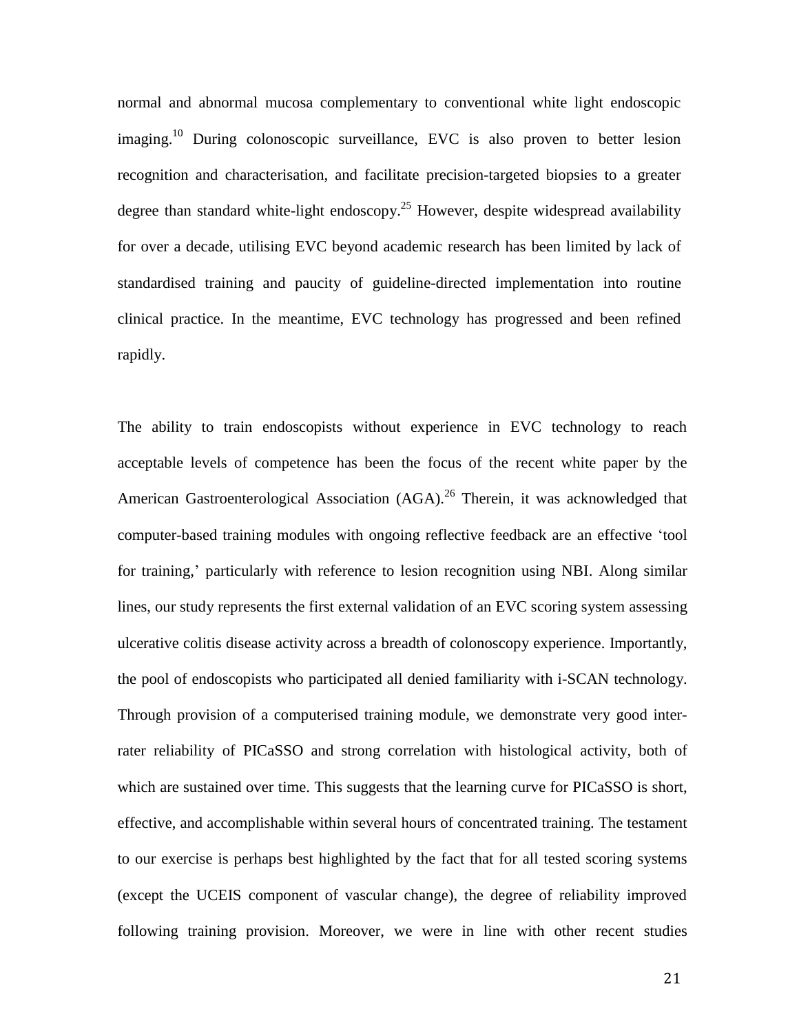normal and abnormal mucosa complementary to conventional white light endoscopic imaging.[10] During colonoscopic surveillance, EVC is also proven to better lesion recognition and characterisation, and facilitate precision-targeted biopsies to a greater degree than standard white-light endoscopy.[25] However, despite widespread availability for over a decade, utilising EVC beyond academic research has been limited by lack of standardised training and paucity of guideline-directed implementation into routine clinical practice. In the meantime, EVC technology has progressed and been refined rapidly.

The ability to train endoscopists without experience in EVC technology to reach acceptable levels of competence has been the focus of the recent white paper by the American Gastroenterological Association (AGA).[26] Therein, it was acknowledged that computer-based training modules with ongoing reflective feedback are an effective 'tool for training,' particularly with reference to lesion recognition using NBI. Along similar lines, our study represents the first external validation of an EVC scoring system assessing ulcerative colitis disease activity across a breadth of colonoscopy experience. Importantly, the pool of endoscopists who participated all denied familiarity with i-SCAN technology. Through provision of a computerised training module, we demonstrate very good inter-rater reliability of PICaSSO and strong correlation with histological activity, both of which are sustained over time. This suggests that the learning curve for PICaSSO is short, effective, and accomplishable within several hours of concentrated training. The testament to our exercise is perhaps best highlighted by the fact that for all tested scoring systems (except the UCEIS component of vascular change), the degree of reliability improved following training provision. Moreover, we were in line with other recent studies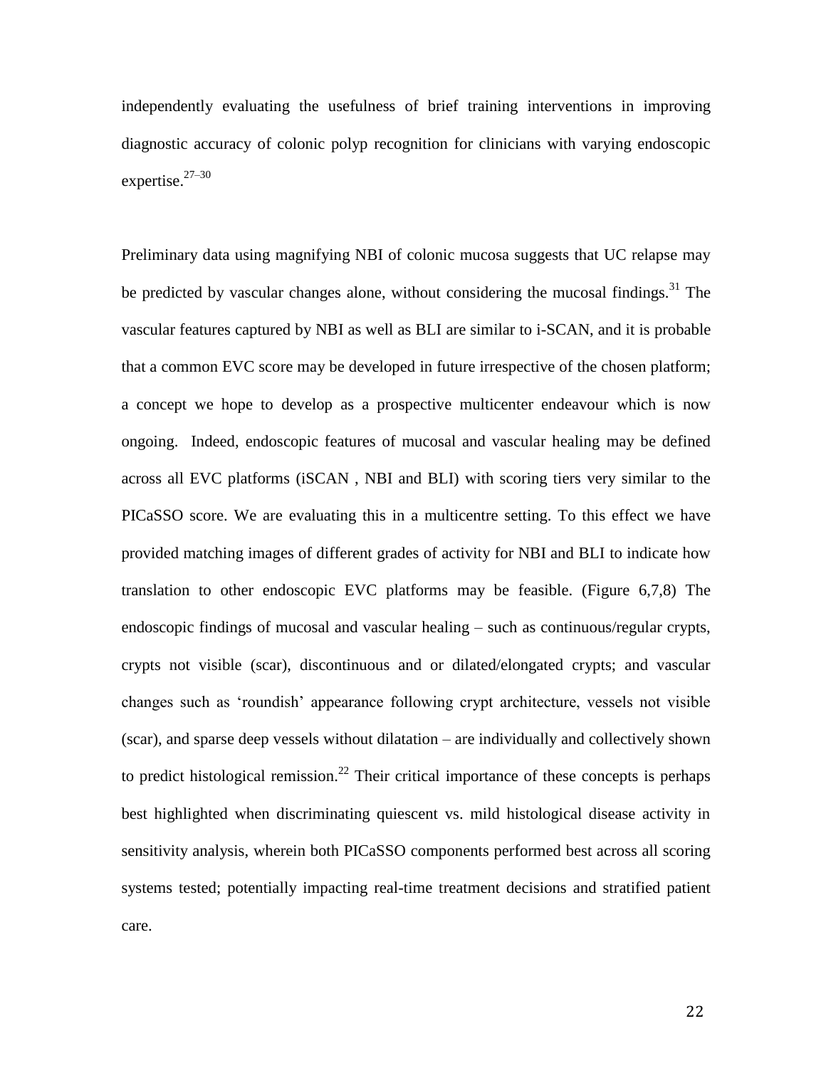independently evaluating the usefulness of brief training interventions in improving diagnostic accuracy of colonic polyp recognition for clinicians with varying endoscopic expertise.[27–30]

Preliminary data using magnifying NBI of colonic mucosa suggests that UC relapse may be predicted by vascular changes alone, without considering the mucosal findings.[31] The vascular features captured by NBI as well as BLI are similar to i-SCAN, and it is probable that a common EVC score may be developed in future irrespective of the chosen platform; a concept we hope to develop as a prospective multicenter endeavour which is now ongoing. Indeed, endoscopic features of mucosal and vascular healing may be defined across all EVC platforms (iSCAN , NBI and BLI) with scoring tiers very similar to the PICaSSO score. We are evaluating this in a multicentre setting. To this effect we have provided matching images of different grades of activity for NBI and BLI to indicate how translation to other endoscopic EVC platforms may be feasible. (Figure 6,7,8) The endoscopic findings of mucosal and vascular healing – such as continuous/regular crypts, crypts not visible (scar), discontinuous and or dilated/elongated crypts; and vascular changes such as 'roundish' appearance following crypt architecture, vessels not visible (scar), and sparse deep vessels without dilatation – are individually and collectively shown to predict histological remission.[22] Their critical importance of these concepts is perhaps best highlighted when discriminating quiescent vs. mild histological disease activity in sensitivity analysis, wherein both PICaSSO components performed best across all scoring systems tested; potentially impacting real-time treatment decisions and stratified patient care.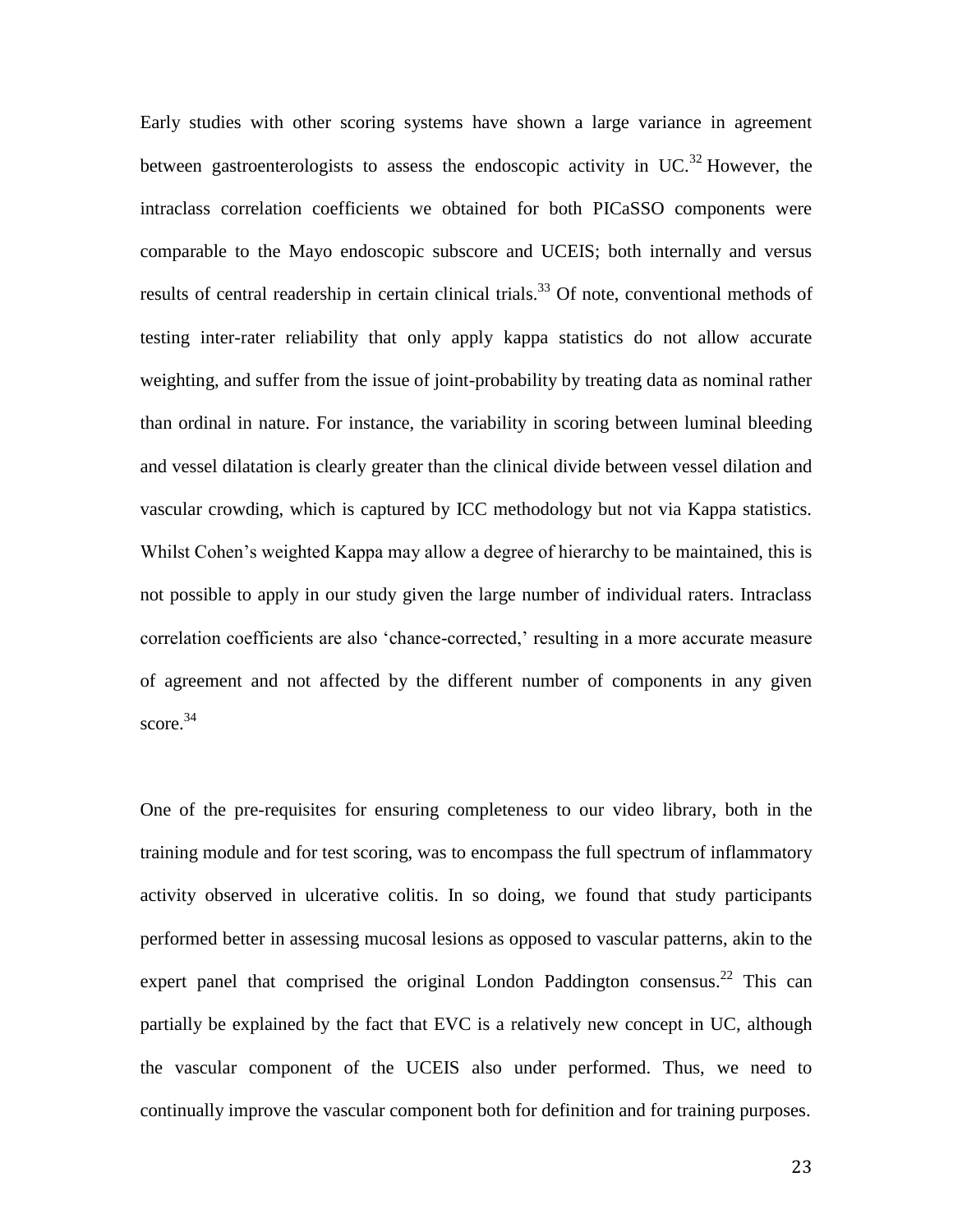Early studies with other scoring systems have shown a large variance in agreement between gastroenterologists to assess the endoscopic activity in UC.[32] However, the intraclass correlation coefficients we obtained for both PICaSSO components were comparable to the Mayo endoscopic subscore and UCEIS; both internally and versus results of central readership in certain clinical trials.[33] Of note, conventional methods of testing inter-rater reliability that only apply kappa statistics do not allow accurate weighting, and suffer from the issue of joint-probability by treating data as nominal rather than ordinal in nature. For instance, the variability in scoring between luminal bleeding and vessel dilatation is clearly greater than the clinical divide between vessel dilation and vascular crowding, which is captured by ICC methodology but not via Kappa statistics. Whilst Cohen's weighted Kappa may allow a degree of hierarchy to be maintained, this is not possible to apply in our study given the large number of individual raters. Intraclass correlation coefficients are also 'chance-corrected,' resulting in a more accurate measure of agreement and not affected by the different number of components in any given score.[34]

One of the pre-requisites for ensuring completeness to our video library, both in the training module and for test scoring, was to encompass the full spectrum of inflammatory activity observed in ulcerative colitis. In so doing, we found that study participants performed better in assessing mucosal lesions as opposed to vascular patterns, akin to the expert panel that comprised the original London Paddington consensus.[22] This can partially be explained by the fact that EVC is a relatively new concept in UC, although the vascular component of the UCEIS also under performed. Thus, we need to continually improve the vascular component both for definition and for training purposes.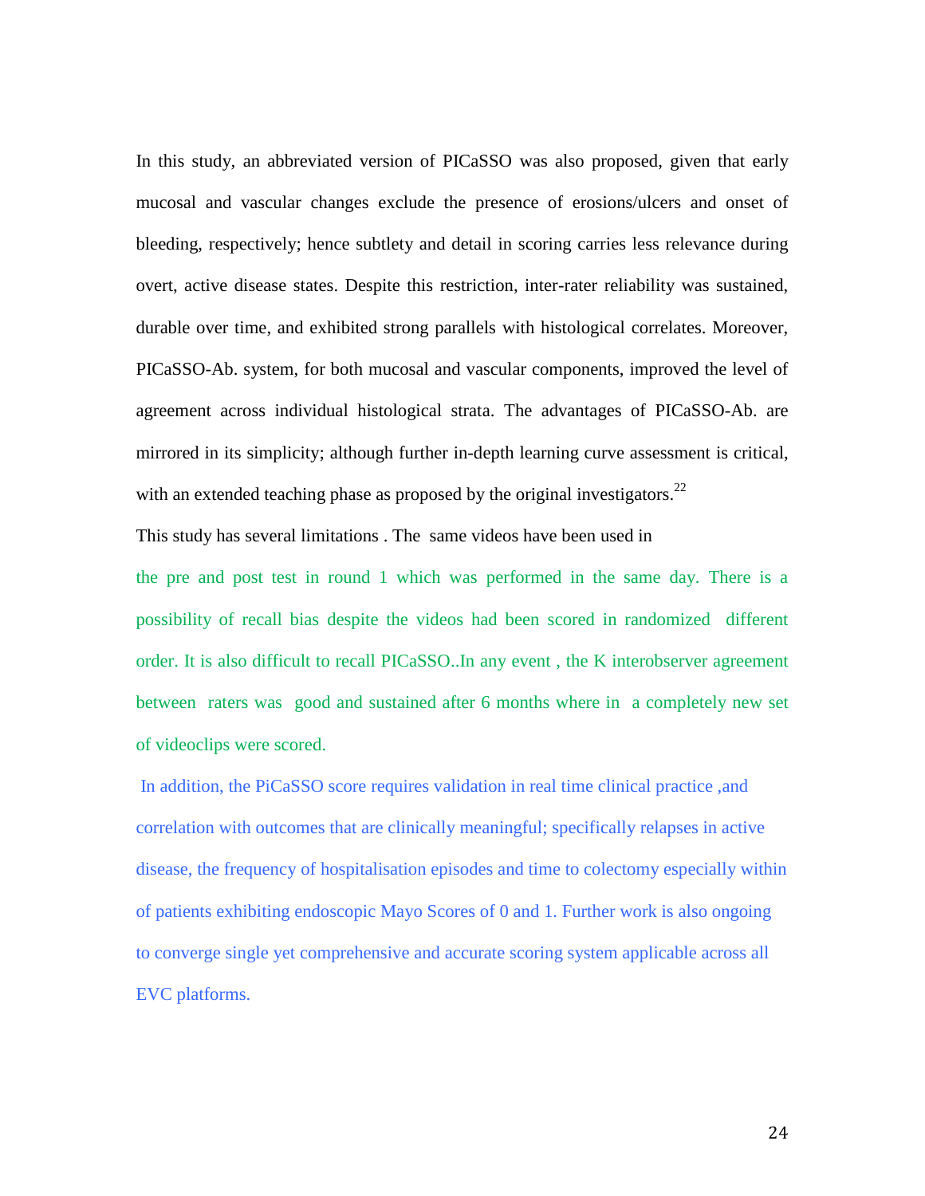In this study, an abbreviated version of PICaSSO was also proposed, given that early mucosal and vascular changes exclude the presence of erosions/ulcers and onset of bleeding, respectively; hence subtlety and detail in scoring carries less relevance during overt, active disease states. Despite this restriction, inter-rater reliability was sustained, durable over time, and exhibited strong parallels with histological correlates. Moreover, PICaSSO-Ab. system, for both mucosal and vascular components, improved the level of agreement across individual histological strata. The advantages of PICaSSO-Ab. are mirrored in its simplicity; although further in-depth learning curve assessment is critical, with an extended teaching phase as proposed by the original investigators.[22]

This study has several limitations . The same videos have been used in the pre and post test in round 1 which was performed in the same day. There is a possibility of recall bias despite the videos had been scored in randomized different order. It is also difficult to recall PICaSSO..In any event , the K interobserver agreement between raters was good and sustained after 6 months where in a completely new set of videoclips were scored.

In addition, the PiCaSSO score requires validation in real time clinical practice ,and correlation with outcomes that are clinically meaningful; specifically relapses in active disease, the frequency of hospitalisation episodes and time to colectomy especially within of patients exhibiting endoscopic Mayo Scores of 0 and 1. Further work is also ongoing to converge single yet comprehensive and accurate scoring system applicable across all EVC platforms.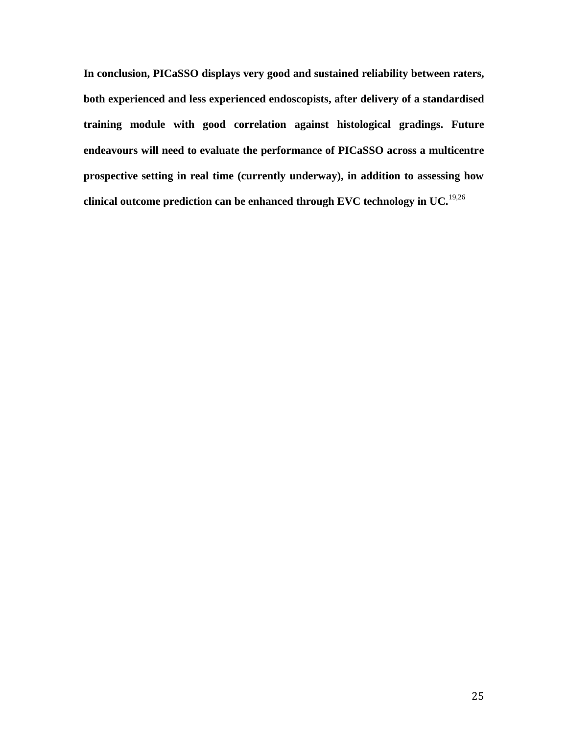**In conclusion, PICaSSO displays very good and sustained reliability between raters, both experienced and less experienced endoscopists, after delivery of a standardised training module with good correlation against histological gradings. Future endeavours will need to evaluate the performance of PICaSSO across a multicentre prospective setting in real time (currently underway), in addition to assessing how clinical outcome prediction can be enhanced through EVC technology in UC.**[19,26]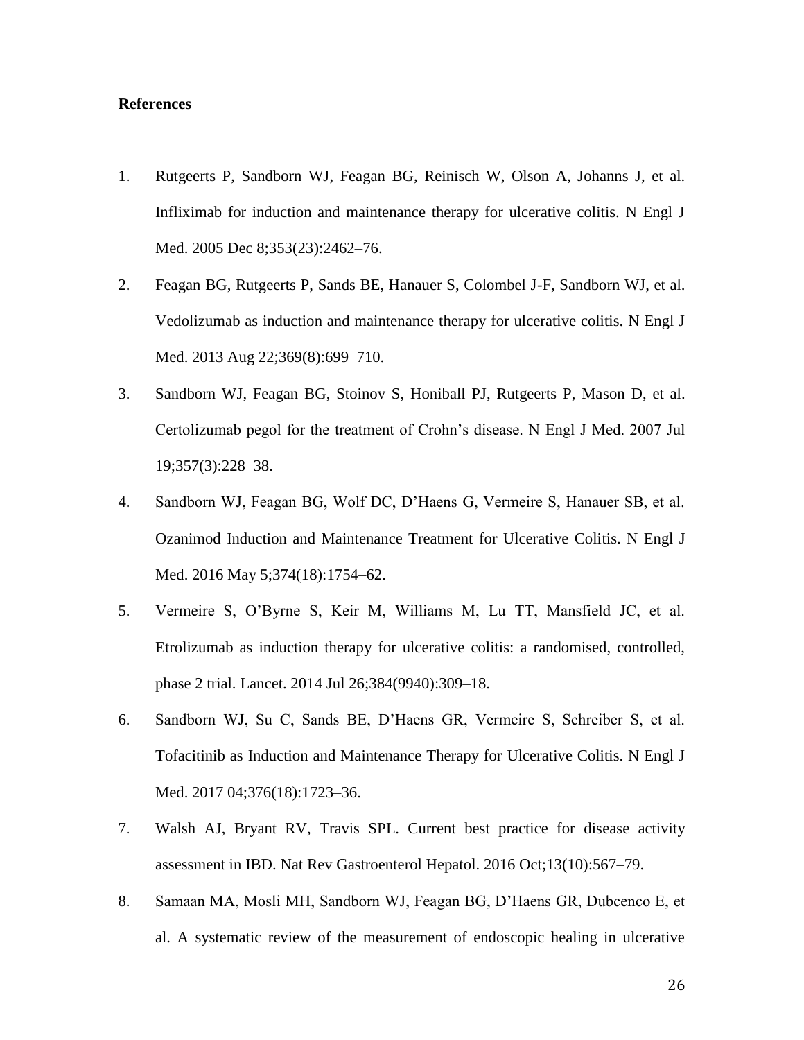**References**

1. Rutgeerts P, Sandborn WJ, Feagan BG, Reinisch W, Olson A, Johanns J, et al. Infliximab for induction and maintenance therapy for ulcerative colitis. N Engl J Med. 2005 Dec 8;353(23):2462–76.
2. Feagan BG, Rutgeerts P, Sands BE, Hanauer S, Colombel J-F, Sandborn WJ, et al. Vedolizumab as induction and maintenance therapy for ulcerative colitis. N Engl J Med. 2013 Aug 22;369(8):699–710.
3. Sandborn WJ, Feagan BG, Stoinov S, Honiball PJ, Rutgeerts P, Mason D, et al. Certolizumab pegol for the treatment of Crohn's disease. N Engl J Med. 2007 Jul 19;357(3):228–38.
4. Sandborn WJ, Feagan BG, Wolf DC, D'Haens G, Vermeire S, Hanauer SB, et al. Ozanimod Induction and Maintenance Treatment for Ulcerative Colitis. N Engl J Med. 2016 May 5;374(18):1754–62.
5. Vermeire S, O'Byrne S, Keir M, Williams M, Lu TT, Mansfield JC, et al. Etrolizumab as induction therapy for ulcerative colitis: a randomised, controlled, phase 2 trial. Lancet. 2014 Jul 26;384(9940):309–18.
6. Sandborn WJ, Su C, Sands BE, D'Haens GR, Vermeire S, Schreiber S, et al. Tofacitinib as Induction and Maintenance Therapy for Ulcerative Colitis. N Engl J Med. 2017 04;376(18):1723–36.
7. Walsh AJ, Bryant RV, Travis SPL. Current best practice for disease activity assessment in IBD. Nat Rev Gastroenterol Hepatol. 2016 Oct;13(10):567–79.
8. Samaan MA, Mosli MH, Sandborn WJ, Feagan BG, D'Haens GR, Dubcenco E, et al. A systematic review of the measurement of endoscopic healing in ulcerative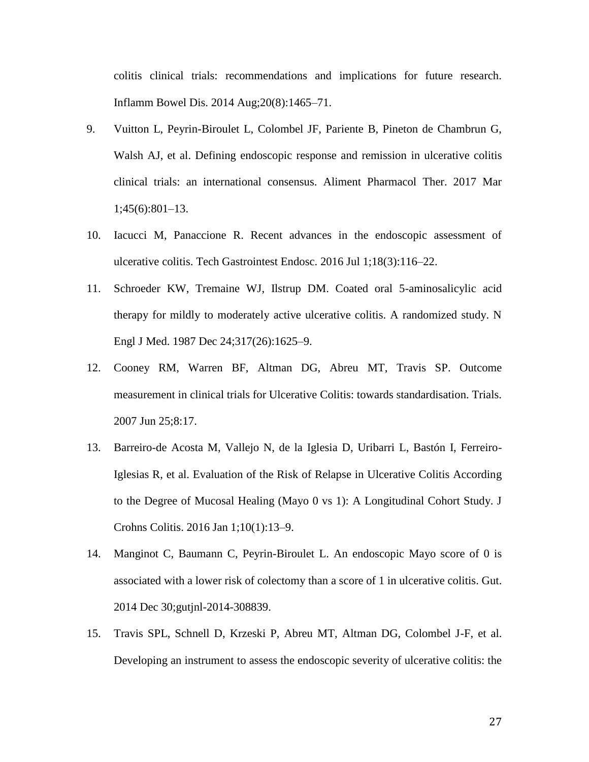colitis clinical trials: recommendations and implications for future research. Inflamm Bowel Dis. 2014 Aug;20(8):1465–71.

9. Vuitton L, Peyrin-Biroulet L, Colombel JF, Pariente B, Pineton de Chambrun G, Walsh AJ, et al. Defining endoscopic response and remission in ulcerative colitis clinical trials: an international consensus. Aliment Pharmacol Ther. 2017 Mar 1;45(6):801–13.
10. Iacucci M, Panaccione R. Recent advances in the endoscopic assessment of ulcerative colitis. Tech Gastrointest Endosc. 2016 Jul 1;18(3):116–22.
11. Schroeder KW, Tremaine WJ, Ilstrup DM. Coated oral 5-aminosalicylic acid therapy for mildly to moderately active ulcerative colitis. A randomized study. N Engl J Med. 1987 Dec 24;317(26):1625–9.
12. Cooney RM, Warren BF, Altman DG, Abreu MT, Travis SP. Outcome measurement in clinical trials for Ulcerative Colitis: towards standardisation. Trials. 2007 Jun 25;8:17.
13. Barreiro-de Acosta M, Vallejo N, de la Iglesia D, Uribarri L, Bastón I, Ferreiro-Iglesias R, et al. Evaluation of the Risk of Relapse in Ulcerative Colitis According to the Degree of Mucosal Healing (Mayo 0 vs 1): A Longitudinal Cohort Study. J Crohns Colitis. 2016 Jan 1;10(1):13–9.
14. Manginot C, Baumann C, Peyrin-Biroulet L. An endoscopic Mayo score of 0 is associated with a lower risk of colectomy than a score of 1 in ulcerative colitis. Gut. 2014 Dec 30;gutjnl-2014-308839.
15. Travis SPL, Schnell D, Krzeski P, Abreu MT, Altman DG, Colombel J-F, et al. Developing an instrument to assess the endoscopic severity of ulcerative colitis: the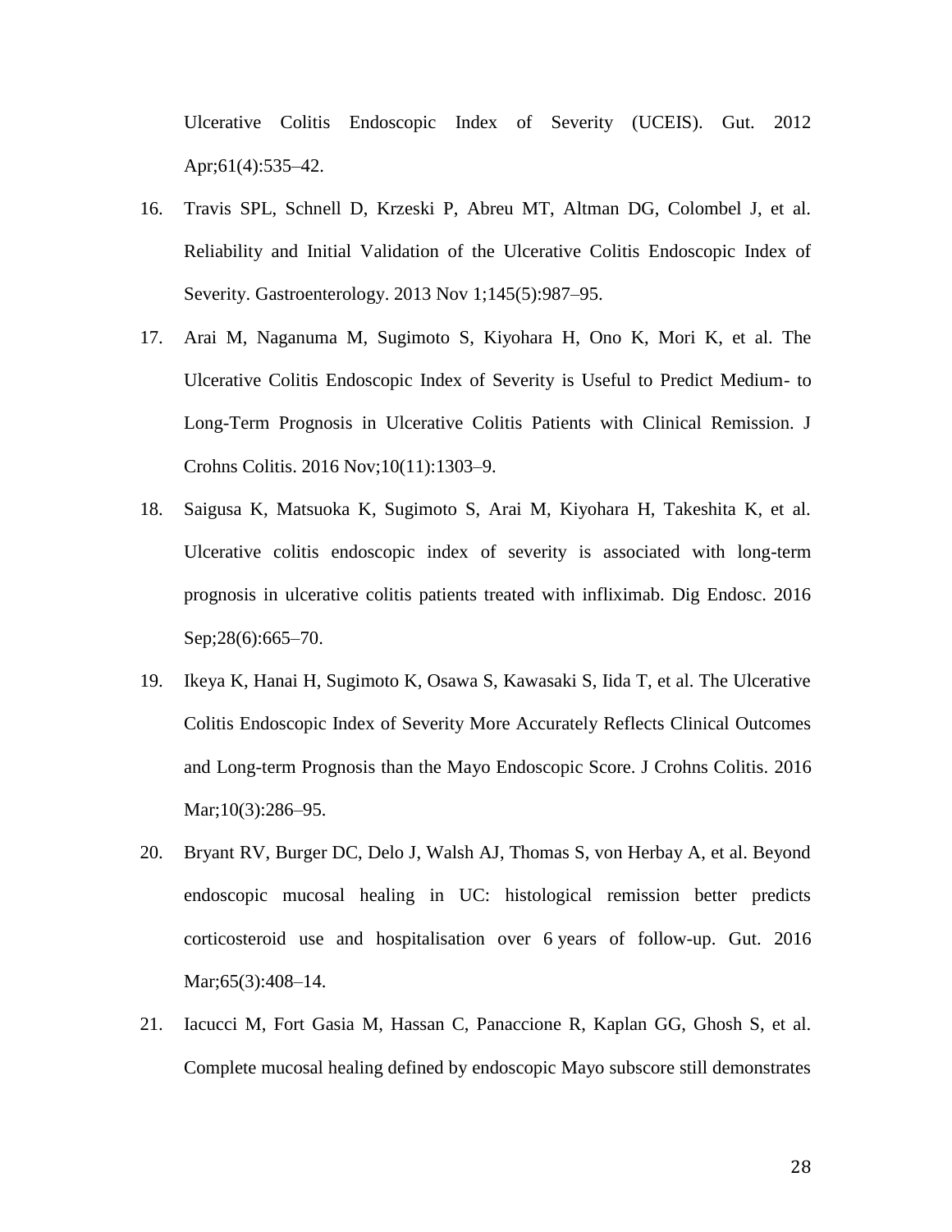Ulcerative Colitis Endoscopic Index of Severity (UCEIS). Gut. 2012 Apr;61(4):535–42.

16. Travis SPL, Schnell D, Krzeski P, Abreu MT, Altman DG, Colombel J, et al. Reliability and Initial Validation of the Ulcerative Colitis Endoscopic Index of Severity. Gastroenterology. 2013 Nov 1;145(5):987–95.

17. Arai M, Naganuma M, Sugimoto S, Kiyohara H, Ono K, Mori K, et al. The Ulcerative Colitis Endoscopic Index of Severity is Useful to Predict Medium- to Long-Term Prognosis in Ulcerative Colitis Patients with Clinical Remission. J Crohns Colitis. 2016 Nov;10(11):1303–9.

18. Saigusa K, Matsuoka K, Sugimoto S, Arai M, Kiyohara H, Takeshita K, et al. Ulcerative colitis endoscopic index of severity is associated with long-term prognosis in ulcerative colitis patients treated with infliximab. Dig Endosc. 2016 Sep;28(6):665–70.

19. Ikeya K, Hanai H, Sugimoto K, Osawa S, Kawasaki S, Iida T, et al. The Ulcerative Colitis Endoscopic Index of Severity More Accurately Reflects Clinical Outcomes and Long-term Prognosis than the Mayo Endoscopic Score. J Crohns Colitis. 2016 Mar;10(3):286–95.

20. Bryant RV, Burger DC, Delo J, Walsh AJ, Thomas S, von Herbay A, et al. Beyond endoscopic mucosal healing in UC: histological remission better predicts corticosteroid use and hospitalisation over 6 years of follow-up. Gut. 2016 Mar;65(3):408–14.

21. Iacucci M, Fort Gasia M, Hassan C, Panaccione R, Kaplan GG, Ghosh S, et al. Complete mucosal healing defined by endoscopic Mayo subscore still demonstrates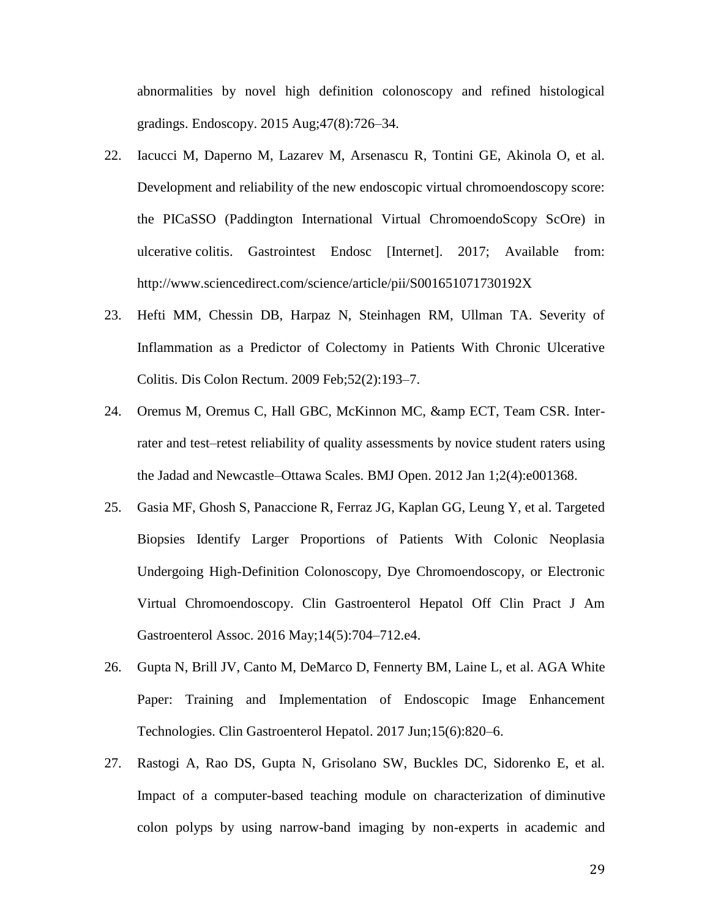abnormalities by novel high definition colonoscopy and refined histological gradings. Endoscopy. 2015 Aug;47(8):726–34.

22. Iacucci M, Daperno M, Lazarev M, Arsenascu R, Tontini GE, Akinola O, et al. Development and reliability of the new endoscopic virtual chromoendoscopy score: the PICaSSO (Paddington International Virtual ChromoendoScopy ScOre) in ulcerative colitis. Gastrointest Endosc [Internet]. 2017; Available from: http://www.sciencedirect.com/science/article/pii/S001651071730192X

23. Hefti MM, Chessin DB, Harpaz N, Steinhagen RM, Ullman TA. Severity of Inflammation as a Predictor of Colectomy in Patients With Chronic Ulcerative Colitis. Dis Colon Rectum. 2009 Feb;52(2):193–7.

24. Oremus M, Oremus C, Hall GBC, McKinnon MC, &amp ECT, Team CSR. Inter-rater and test–retest reliability of quality assessments by novice student raters using the Jadad and Newcastle–Ottawa Scales. BMJ Open. 2012 Jan 1;2(4):e001368.

25. Gasia MF, Ghosh S, Panaccione R, Ferraz JG, Kaplan GG, Leung Y, et al. Targeted Biopsies Identify Larger Proportions of Patients With Colonic Neoplasia Undergoing High-Definition Colonoscopy, Dye Chromoendoscopy, or Electronic Virtual Chromoendoscopy. Clin Gastroenterol Hepatol Off Clin Pract J Am Gastroenterol Assoc. 2016 May;14(5):704–712.e4.

26. Gupta N, Brill JV, Canto M, DeMarco D, Fennerty BM, Laine L, et al. AGA White Paper: Training and Implementation of Endoscopic Image Enhancement Technologies. Clin Gastroenterol Hepatol. 2017 Jun;15(6):820–6.

27. Rastogi A, Rao DS, Gupta N, Grisolano SW, Buckles DC, Sidorenko E, et al. Impact of a computer-based teaching module on characterization of diminutive colon polyps by using narrow-band imaging by non-experts in academic and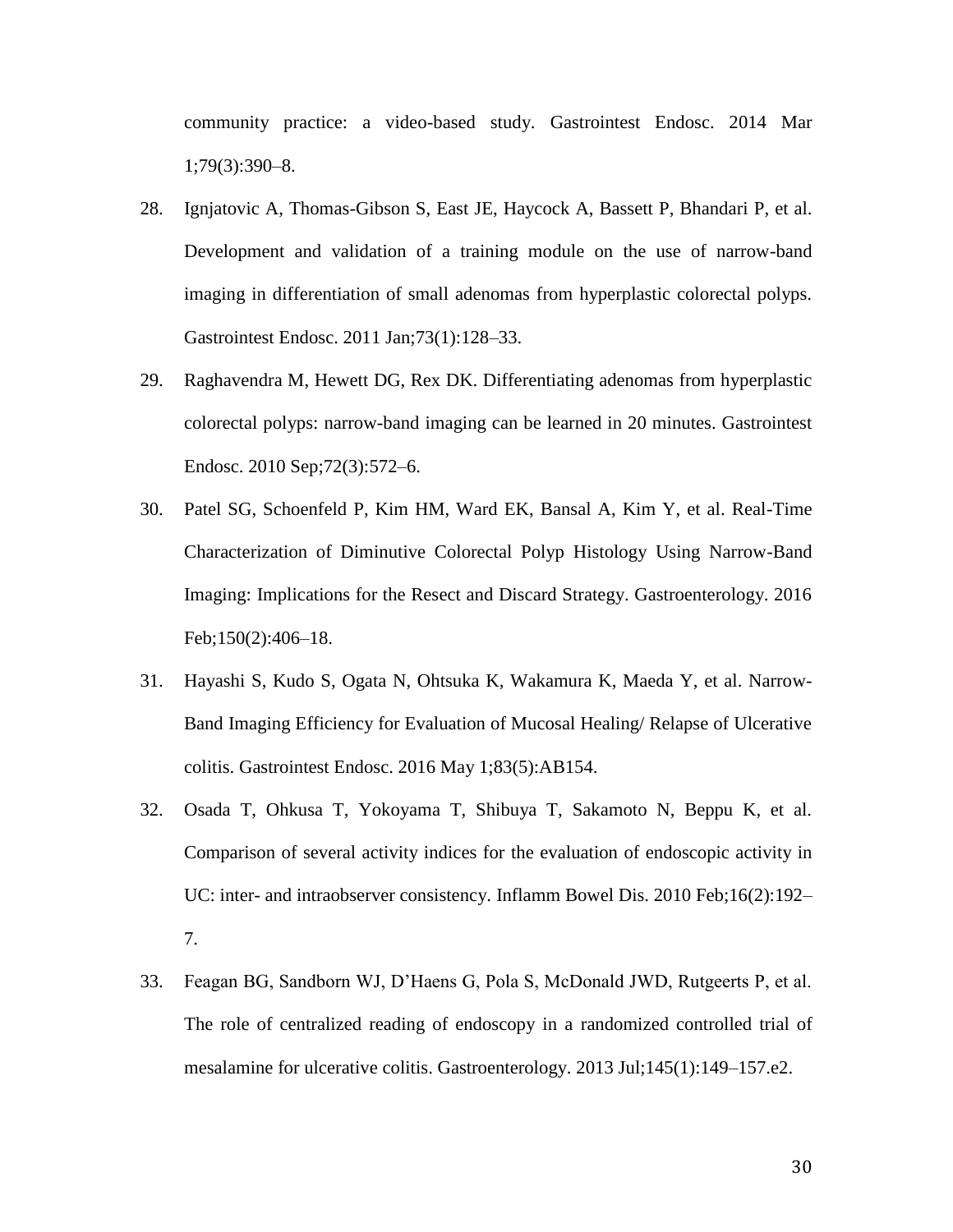community practice: a video-based study. Gastrointest Endosc. 2014 Mar 1;79(3):390–8.

28. Ignjatovic A, Thomas-Gibson S, East JE, Haycock A, Bassett P, Bhandari P, et al. Development and validation of a training module on the use of narrow-band imaging in differentiation of small adenomas from hyperplastic colorectal polyps. Gastrointest Endosc. 2011 Jan;73(1):128–33.

29. Raghavendra M, Hewett DG, Rex DK. Differentiating adenomas from hyperplastic colorectal polyps: narrow-band imaging can be learned in 20 minutes. Gastrointest Endosc. 2010 Sep;72(3):572–6.

30. Patel SG, Schoenfeld P, Kim HM, Ward EK, Bansal A, Kim Y, et al. Real-Time Characterization of Diminutive Colorectal Polyp Histology Using Narrow-Band Imaging: Implications for the Resect and Discard Strategy. Gastroenterology. 2016 Feb;150(2):406–18.

31. Hayashi S, Kudo S, Ogata N, Ohtsuka K, Wakamura K, Maeda Y, et al. Narrow-Band Imaging Efficiency for Evaluation of Mucosal Healing/ Relapse of Ulcerative colitis. Gastrointest Endosc. 2016 May 1;83(5):AB154.

32. Osada T, Ohkusa T, Yokoyama T, Shibuya T, Sakamoto N, Beppu K, et al. Comparison of several activity indices for the evaluation of endoscopic activity in UC: inter- and intraobserver consistency. Inflamm Bowel Dis. 2010 Feb;16(2):192–7.

33. Feagan BG, Sandborn WJ, D'Haens G, Pola S, McDonald JWD, Rutgeerts P, et al. The role of centralized reading of endoscopy in a randomized controlled trial of mesalamine for ulcerative colitis. Gastroenterology. 2013 Jul;145(1):149–157.e2.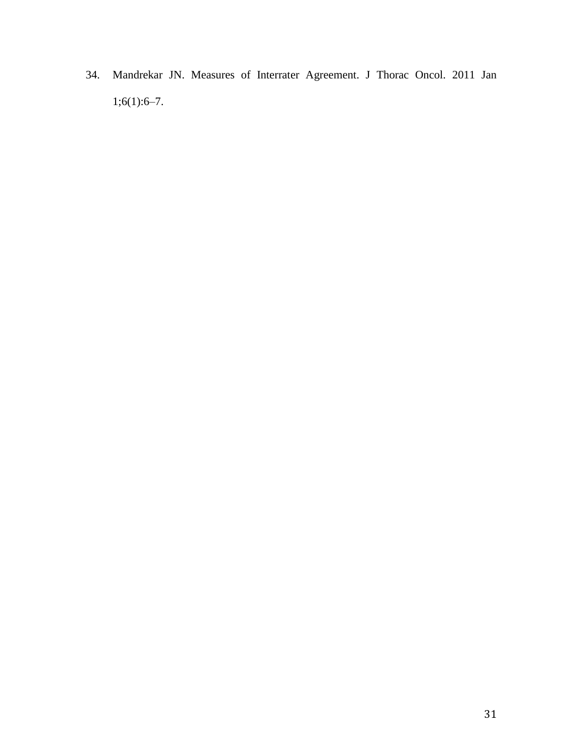34. Mandrekar JN. Measures of Interrater Agreement. J Thorac Oncol. 2011 Jan 1;6(1):6–7.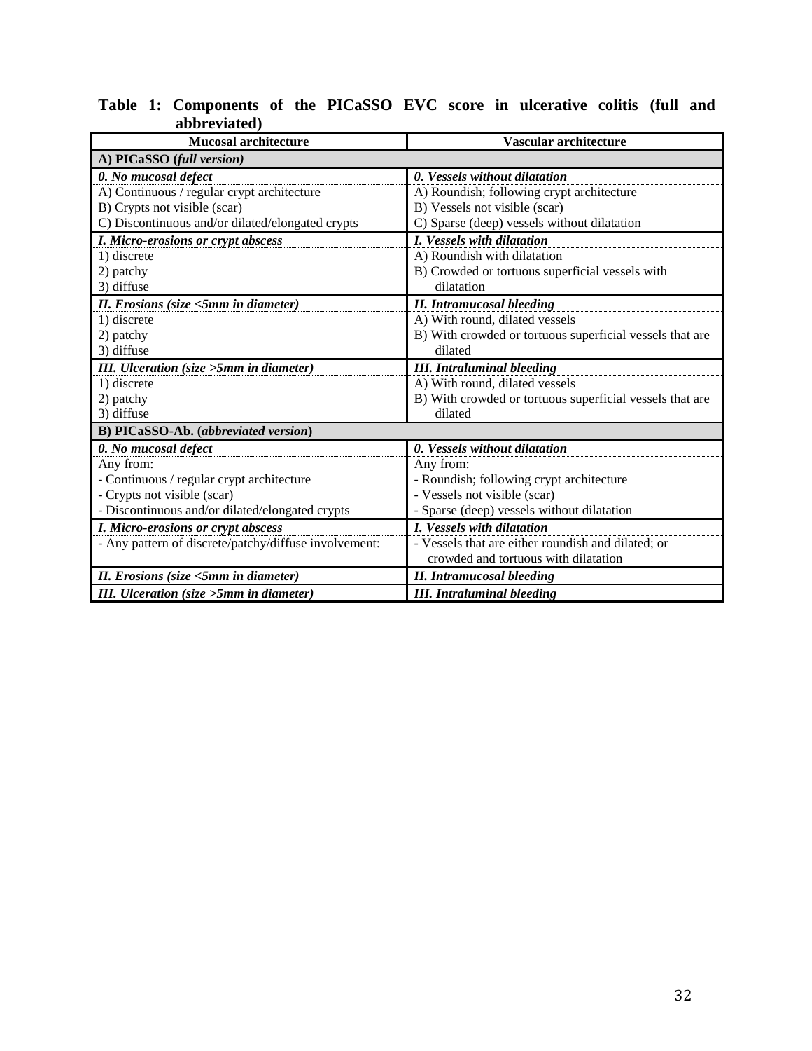**Table 1: Components of the PICaSSO EVC score in ulcerative colitis (full and abbreviated)**

| Mucosal architecture | Vascular architecture |
|---|---|
| **A) PICaSSO (*full version*)** | |
| ***0. No mucosal defect*** | ***0. Vessels without dilatation*** |
| A) Continuous / regular crypt architecture | A) Roundish; following crypt architecture |
| B) Crypts not visible (scar) | B) Vessels not visible (scar) |
| C) Discontinuous and/or dilated/elongated crypts | C) Sparse (deep) vessels without dilatation |
| ***I. Micro-erosions or crypt abscess*** | ***I. Vessels with dilatation*** |
| 1) discrete | A) Roundish with dilatation |
| 2) patchy | B) Crowded or tortuous superficial vessels with dilatation |
| 3) diffuse | |
| ***II. Erosions (size <5mm in diameter)*** | ***II. Intramucosal bleeding*** |
| 1) discrete | A) With round, dilated vessels |
| 2) patchy | B) With crowded or tortuous superficial vessels that are dilated |
| 3) diffuse | |
| ***III. Ulceration (size >5mm in diameter)*** | ***III. Intraluminal bleeding*** |
| 1) discrete | A) With round, dilated vessels |
| 2) patchy | B) With crowded or tortuous superficial vessels that are dilated |
| 3) diffuse | |
| **B) PICaSSO-Ab. (*abbreviated version*)** | |
| ***0. No mucosal defect*** | ***0. Vessels without dilatation*** |
| Any from: | Any from: |
| - Continuous / regular crypt architecture | - Roundish; following crypt architecture |
| - Crypts not visible (scar) | - Vessels not visible (scar) |
| - Discontinuous and/or dilated/elongated crypts | - Sparse (deep) vessels without dilatation |
| ***I. Micro-erosions or crypt abscess*** | ***I. Vessels with dilatation*** |
| - Any pattern of discrete/patchy/diffuse involvement: | - Vessels that are either roundish and dilated; or crowded and tortuous with dilatation |
| ***II. Erosions (size <5mm in diameter)*** | ***II. Intramucosal bleeding*** |
| ***III. Ulceration (size >5mm in diameter)*** | ***III. Intraluminal bleeding*** |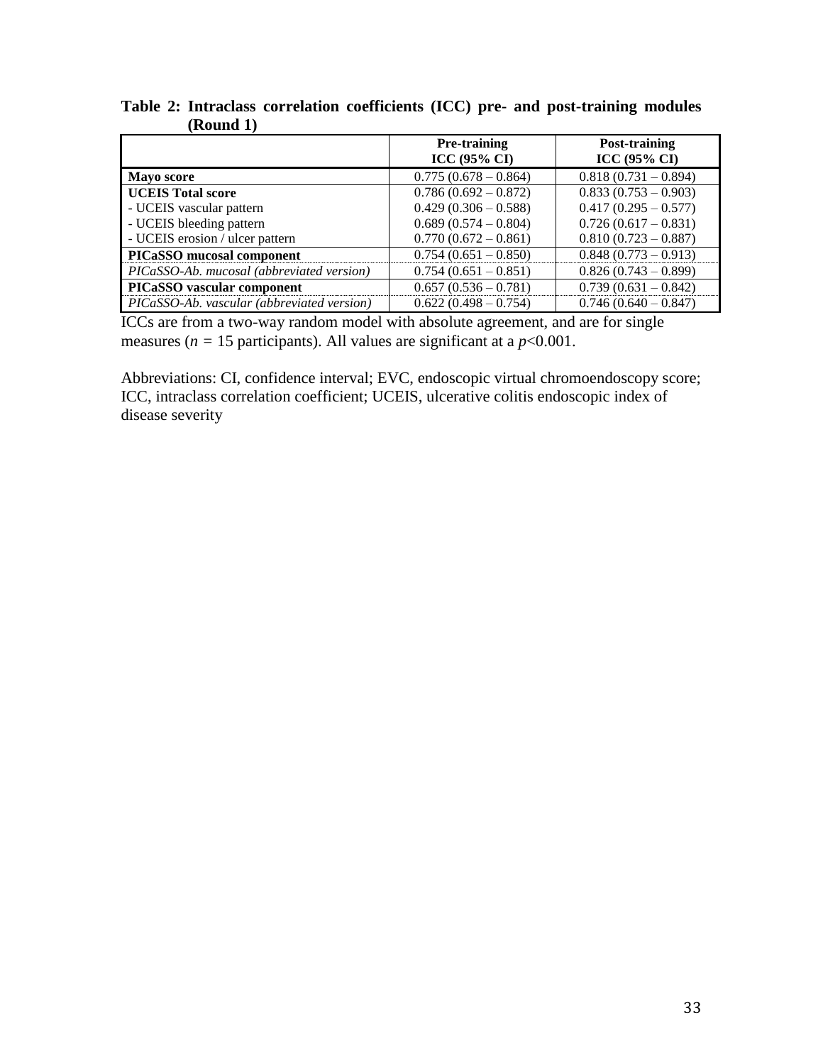**Table 2: Intraclass correlation coefficients (ICC) pre- and post-training modules (Round 1)**

| | Pre-training ICC (95% CI) | Post-training ICC (95% CI) |
|---|---|---|
| **Mayo score** | 0.775 (0.678 – 0.864) | 0.818 (0.731 – 0.894) |
| **UCEIS Total score** | 0.786 (0.692 – 0.872) | 0.833 (0.753 – 0.903) |
| - UCEIS vascular pattern | 0.429 (0.306 – 0.588) | 0.417 (0.295 – 0.577) |
| - UCEIS bleeding pattern | 0.689 (0.574 – 0.804) | 0.726 (0.617 – 0.831) |
| - UCEIS erosion / ulcer pattern | 0.770 (0.672 – 0.861) | 0.810 (0.723 – 0.887) |
| **PICaSSO mucosal component** | 0.754 (0.651 – 0.850) | 0.848 (0.773 – 0.913) |
| *PICaSSO-Ab. mucosal (abbreviated version)* | 0.754 (0.651 – 0.851) | 0.826 (0.743 – 0.899) |
| **PICaSSO vascular component** | 0.657 (0.536 – 0.781) | 0.739 (0.631 – 0.842) |
| *PICaSSO-Ab. vascular (abbreviated version)* | 0.622 (0.498 – 0.754) | 0.746 (0.640 – 0.847) |

ICCs are from a two-way random model with absolute agreement, and are for single measures ($n = 15$ participants). All values are significant at a $p<0.001$.

Abbreviations: CI, confidence interval; EVC, endoscopic virtual chromoendoscopy score; ICC, intraclass correlation coefficient; UCEIS, ulcerative colitis endoscopic index of disease severity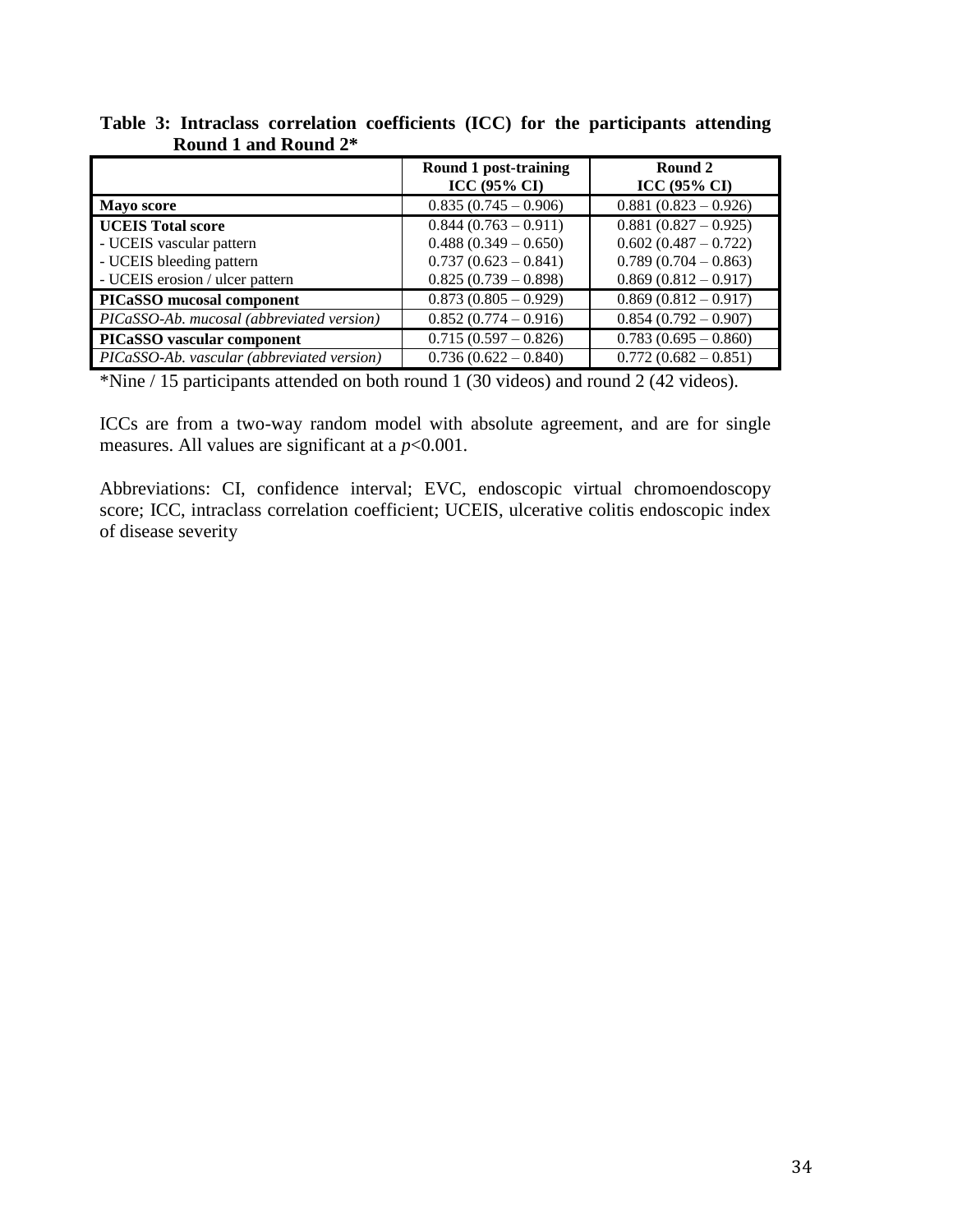**Table 3: Intraclass correlation coefficients (ICC) for the participants attending Round 1 and Round 2***

| | Round 1 post-training ICC (95% CI) | Round 2 ICC (95% CI) |
|---|---|---|
| **Mayo score** | 0.835 (0.745 – 0.906) | 0.881 (0.823 – 0.926) |
| **UCEIS Total score** | 0.844 (0.763 – 0.911) | 0.881 (0.827 – 0.925) |
| - UCEIS vascular pattern | 0.488 (0.349 – 0.650) | 0.602 (0.487 – 0.722) |
| - UCEIS bleeding pattern | 0.737 (0.623 – 0.841) | 0.789 (0.704 – 0.863) |
| - UCEIS erosion / ulcer pattern | 0.825 (0.739 – 0.898) | 0.869 (0.812 – 0.917) |
| **PICaSSO mucosal component** | 0.873 (0.805 – 0.929) | 0.869 (0.812 – 0.917) |
| *PICaSSO-Ab. mucosal (abbreviated version)* | 0.852 (0.774 – 0.916) | 0.854 (0.792 – 0.907) |
| **PICaSSO vascular component** | 0.715 (0.597 – 0.826) | 0.783 (0.695 – 0.860) |
| *PICaSSO-Ab. vascular (abbreviated version)* | 0.736 (0.622 – 0.840) | 0.772 (0.682 – 0.851) |

*Nine / 15 participants attended on both round 1 (30 videos) and round 2 (42 videos).

ICCs are from a two-way random model with absolute agreement, and are for single measures. All values are significant at a $p<0.001$.

Abbreviations: CI, confidence interval; EVC, endoscopic virtual chromoendoscopy score; ICC, intraclass correlation coefficient; UCEIS, ulcerative colitis endoscopic index of disease severity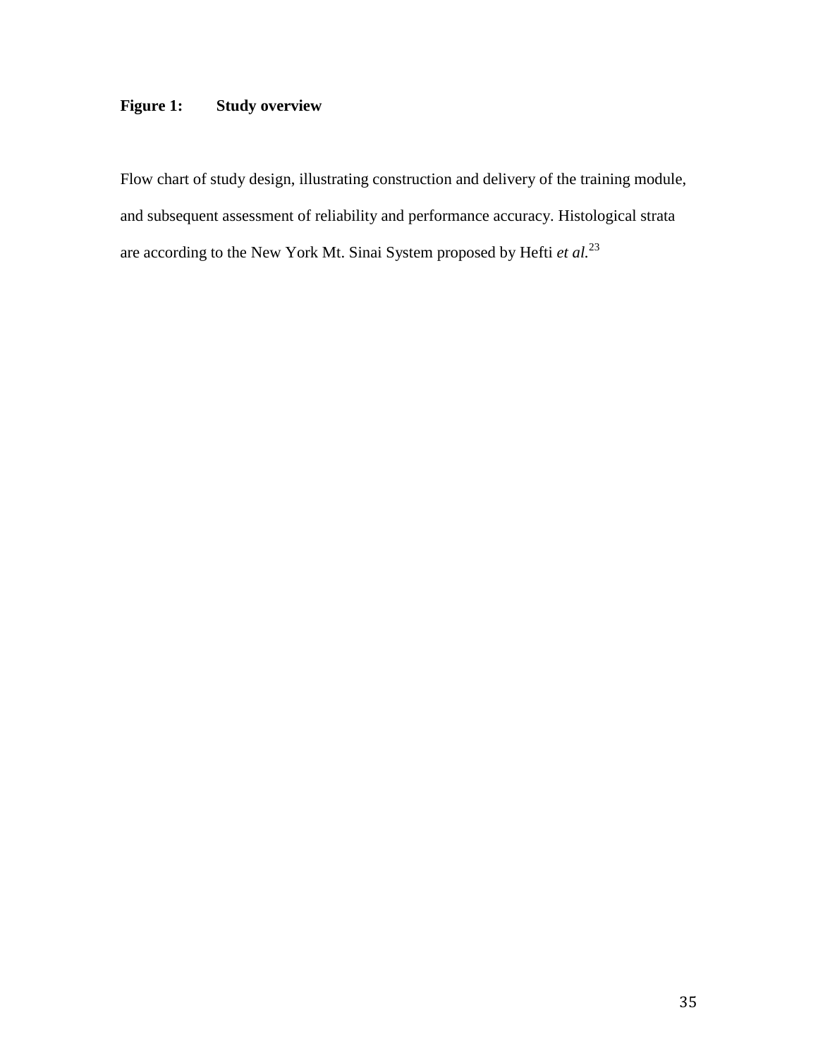**Figure 1: Study overview**

Flow chart of study design, illustrating construction and delivery of the training module, and subsequent assessment of reliability and performance accuracy. Histological strata are according to the New York Mt. Sinai System proposed by Hefti *et al.*[23]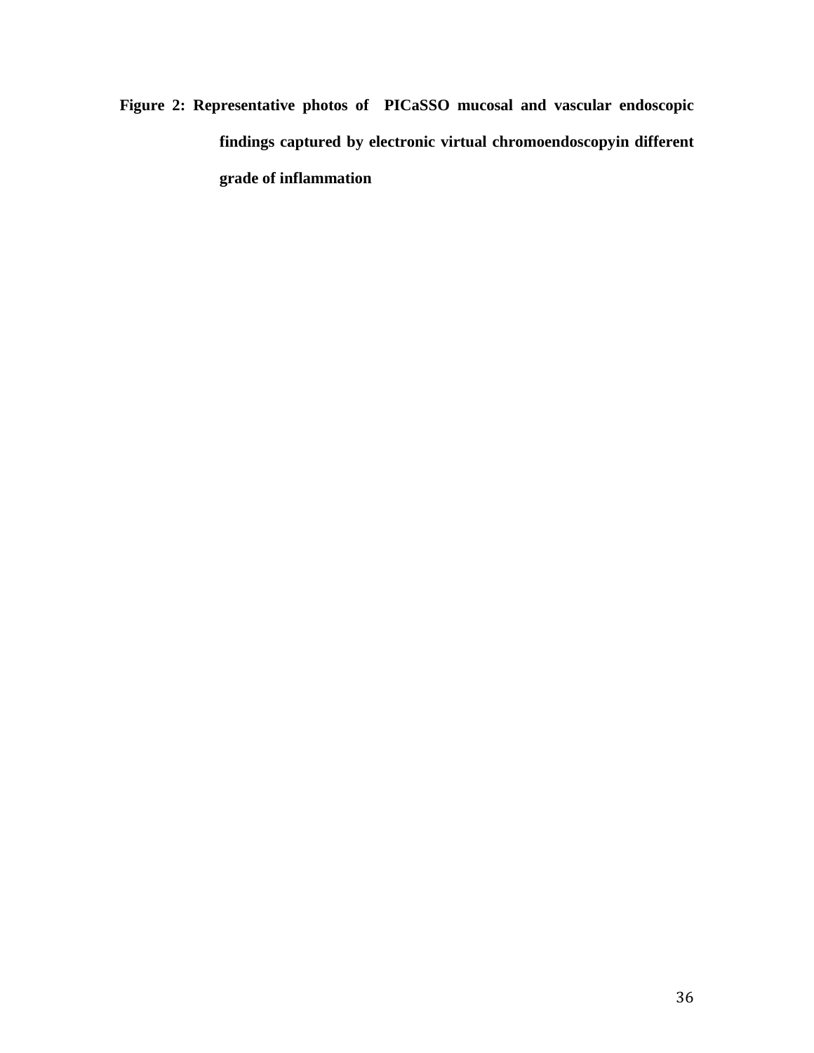**Figure 2: Representative photos of PICaSSO mucosal and vascular endoscopic findings captured by electronic virtual chromoendoscopyin different grade of inflammation**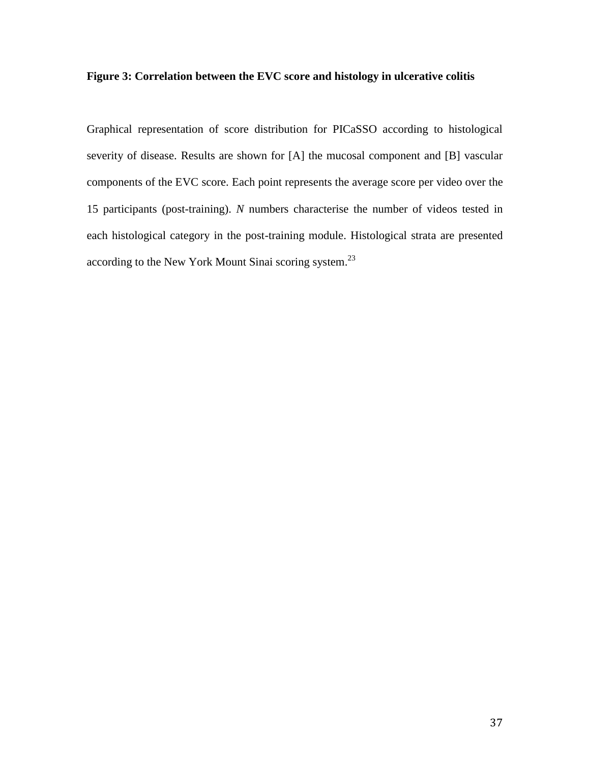**Figure 3: Correlation between the EVC score and histology in ulcerative colitis**

Graphical representation of score distribution for PICaSSO according to histological severity of disease. Results are shown for [A] the mucosal component and [B] vascular components of the EVC score. Each point represents the average score per video over the 15 participants (post-training). *N* numbers characterise the number of videos tested in each histological category in the post-training module. Histological strata are presented according to the New York Mount Sinai scoring system.[23]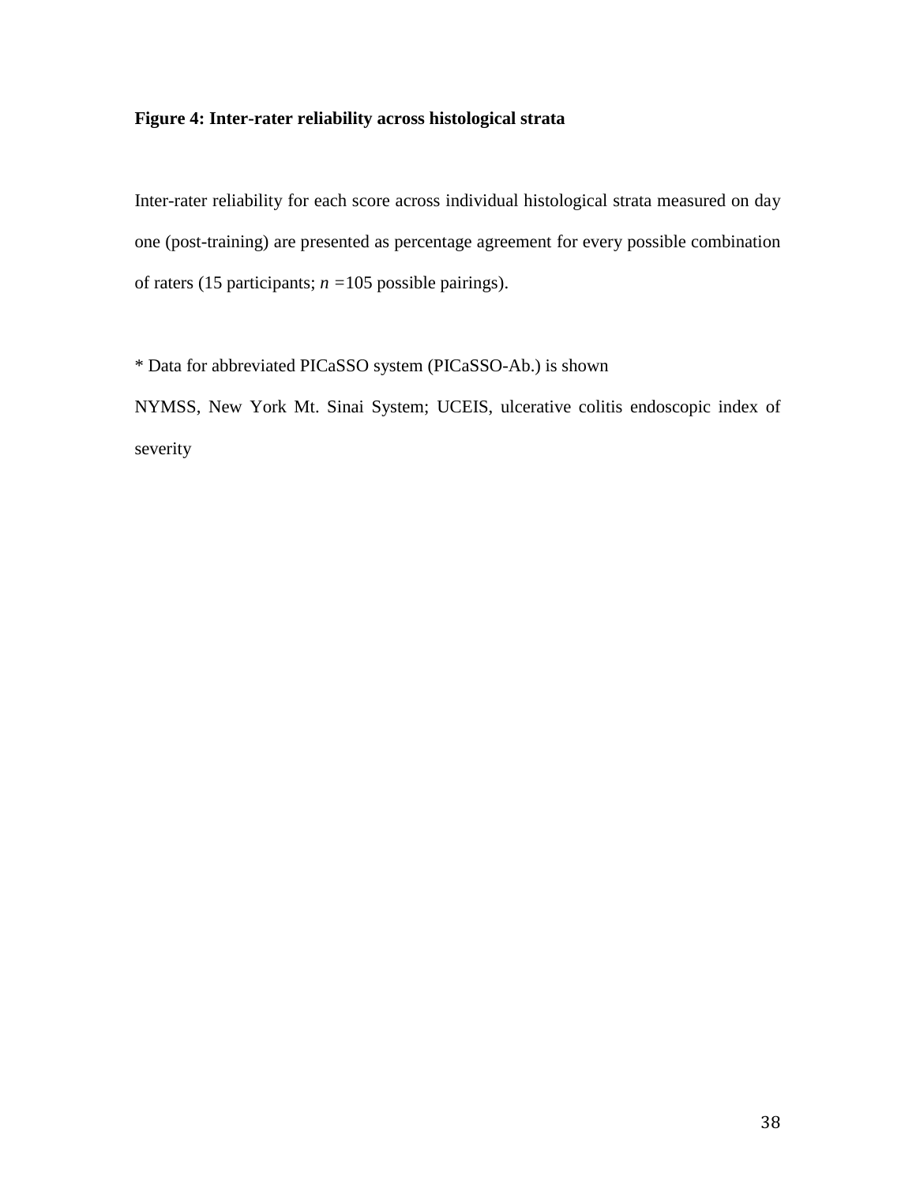**Figure 4: Inter-rater reliability across histological strata**

Inter-rater reliability for each score across individual histological strata measured on day one (post-training) are presented as percentage agreement for every possible combination of raters (15 participants; *n* =105 possible pairings).

* Data for abbreviated PICaSSO system (PICaSSO-Ab.) is shown

NYMSS, New York Mt. Sinai System; UCEIS, ulcerative colitis endoscopic index of severity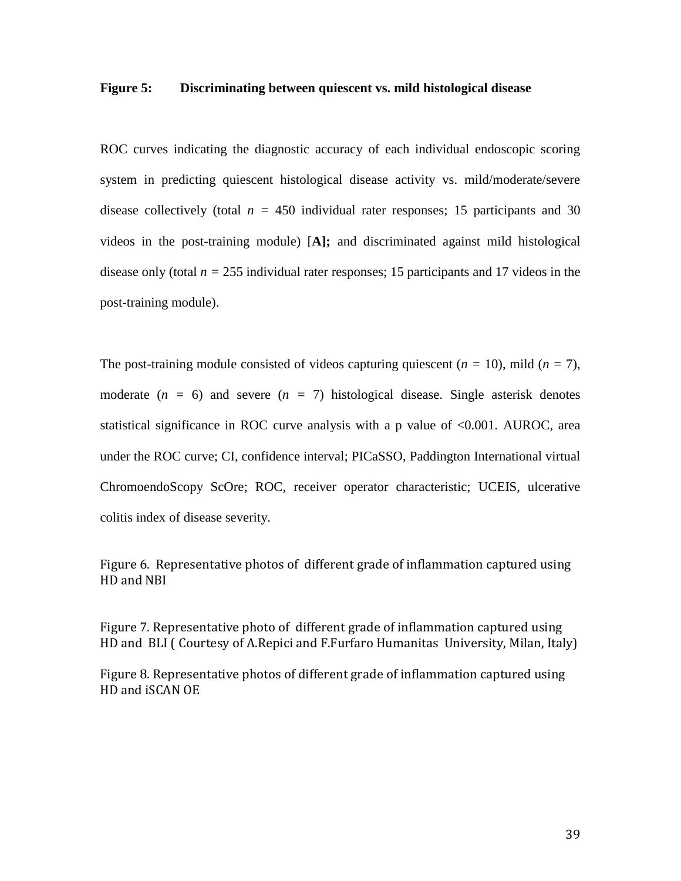**Figure 5: Discriminating between quiescent vs. mild histological disease**

ROC curves indicating the diagnostic accuracy of each individual endoscopic scoring system in predicting quiescent histological disease activity vs. mild/moderate/severe disease collectively (total $n$ = 450 individual rater responses; 15 participants and 30 videos in the post-training module) [**A];** and discriminated against mild histological disease only (total $n$ = 255 individual rater responses; 15 participants and 17 videos in the post-training module).

The post-training module consisted of videos capturing quiescent ($n$ = 10), mild ($n$ = 7), moderate ($n$ = 6) and severe ($n$ = 7) histological disease. Single asterisk denotes statistical significance in ROC curve analysis with a p value of <0.001. AUROC, area under the ROC curve; CI, confidence interval; PICaSSO, Paddington International virtual ChromoendoScopy ScOre; ROC, receiver operator characteristic; UCEIS, ulcerative colitis index of disease severity.

Figure 6. Representative photos of different grade of inflammation captured using HD and NBI

Figure 7. Representative photo of different grade of inflammation captured using HD and BLI ( Courtesy of A.Repici and F.Furfaro Humanitas University, Milan, Italy)

Figure 8. Representative photos of different grade of inflammation captured using HD and iSCAN OE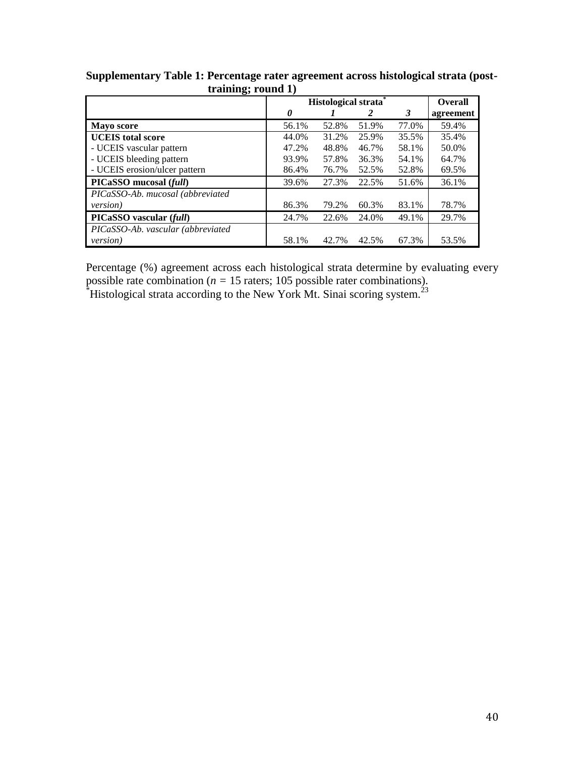**Supplementary Table 1: Percentage rater agreement across histological strata (post-training; round 1)**

| | Histological strata* | | | | Overall |
|---|---|---|---|---|---|
| | ***0*** | ***1*** | ***2*** | ***3*** | **agreement** |
| **Mayo score** | 56.1% | 52.8% | 51.9% | 77.0% | 59.4% |
| **UCEIS total score** | 44.0% | 31.2% | 25.9% | 35.5% | 35.4% |
| - UCEIS vascular pattern | 47.2% | 48.8% | 46.7% | 58.1% | 50.0% |
| - UCEIS bleeding pattern | 93.9% | 57.8% | 36.3% | 54.1% | 64.7% |
| - UCEIS erosion/ulcer pattern | 86.4% | 76.7% | 52.5% | 52.8% | 69.5% |
| **PICaSSO mucosal (*full*)** | 39.6% | 27.3% | 22.5% | 51.6% | 36.1% |
| *PICaSSO-Ab. mucosal (abbreviated version)* | 86.3% | 79.2% | 60.3% | 83.1% | 78.7% |
| **PICaSSO vascular (*full*)** | 24.7% | 22.6% | 24.0% | 49.1% | 29.7% |
| *PICaSSO-Ab. vascular (abbreviated version)* | 58.1% | 42.7% | 42.5% | 67.3% | 53.5% |

Percentage (%) agreement across each histological strata determine by evaluating every possible rate combination (*n* = 15 raters; 105 possible rater combinations).
*Histological strata according to the New York Mt. Sinai scoring system.[23]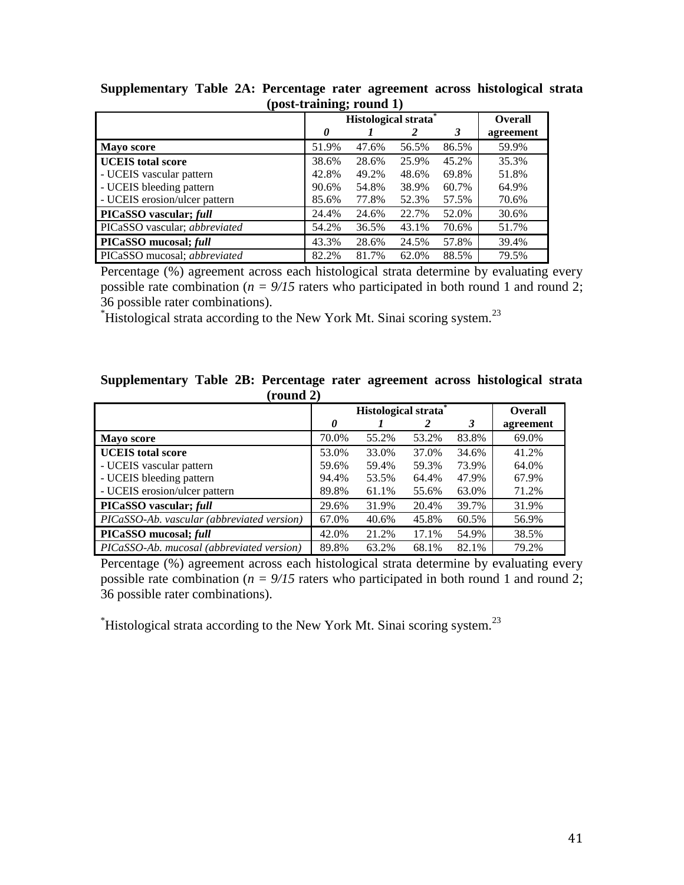**Supplementary Table 2A: Percentage rater agreement across histological strata (post-training; round 1)**

| | Histological strata* | | | | Overall agreement |
|---|---|---|---|---|---|
| | *0* | *1* | *2* | *3* | |
| **Mayo score** | 51.9% | 47.6% | 56.5% | 86.5% | 59.9% |
| **UCEIS total score** | 38.6% | 28.6% | 25.9% | 45.2% | 35.3% |
| - UCEIS vascular pattern | 42.8% | 49.2% | 48.6% | 69.8% | 51.8% |
| - UCEIS bleeding pattern | 90.6% | 54.8% | 38.9% | 60.7% | 64.9% |
| - UCEIS erosion/ulcer pattern | 85.6% | 77.8% | 52.3% | 57.5% | 70.6% |
| **PICaSSO vascular; *full*** | 24.4% | 24.6% | 22.7% | 52.0% | 30.6% |
| PICaSSO vascular; *abbreviated* | 54.2% | 36.5% | 43.1% | 70.6% | 51.7% |
| **PICaSSO mucosal; *full*** | 43.3% | 28.6% | 24.5% | 57.8% | 39.4% |
| PICaSSO mucosal; *abbreviated* | 82.2% | 81.7% | 62.0% | 88.5% | 79.5% |

Percentage (%) agreement across each histological strata determine by evaluating every possible rate combination (*n = 9/15* raters who participated in both round 1 and round 2; 36 possible rater combinations).

*Histological strata according to the New York Mt. Sinai scoring system.[23]

**Supplementary Table 2B: Percentage rater agreement across histological strata (round 2)**

| | Histological strata* | | | | Overall agreement |
|---|---|---|---|---|---|
| | *0* | *1* | *2* | *3* | |
| **Mayo score** | 70.0% | 55.2% | 53.2% | 83.8% | 69.0% |
| **UCEIS total score** | 53.0% | 33.0% | 37.0% | 34.6% | 41.2% |
| - UCEIS vascular pattern | 59.6% | 59.4% | 59.3% | 73.9% | 64.0% |
| - UCEIS bleeding pattern | 94.4% | 53.5% | 64.4% | 47.9% | 67.9% |
| - UCEIS erosion/ulcer pattern | 89.8% | 61.1% | 55.6% | 63.0% | 71.2% |
| **PICaSSO vascular; *full*** | 29.6% | 31.9% | 20.4% | 39.7% | 31.9% |
| *PICaSSO-Ab. vascular (abbreviated version)* | 67.0% | 40.6% | 45.8% | 60.5% | 56.9% |
| **PICaSSO mucosal; *full*** | 42.0% | 21.2% | 17.1% | 54.9% | 38.5% |
| *PICaSSO-Ab. mucosal (abbreviated version)* | 89.8% | 63.2% | 68.1% | 82.1% | 79.2% |

Percentage (%) agreement across each histological strata determine by evaluating every possible rate combination (*n = 9/15* raters who participated in both round 1 and round 2; 36 possible rater combinations).

*Histological strata according to the New York Mt. Sinai scoring system.[23]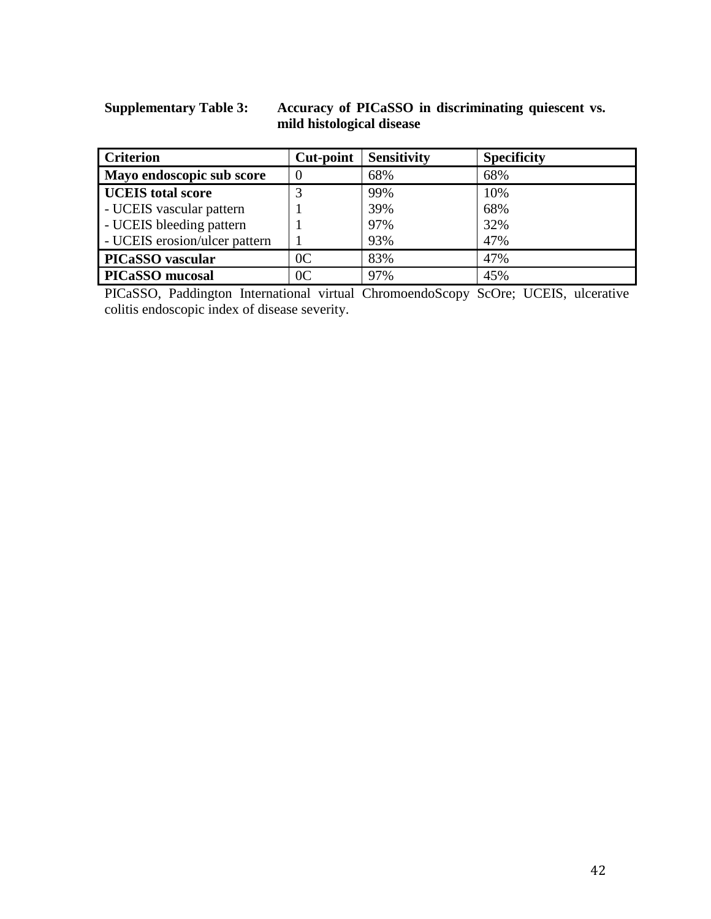**Supplementary Table 3: Accuracy of PICaSSO in discriminating quiescent vs. mild histological disease**

| Criterion | Cut-point | Sensitivity | Specificity |
|---|---|---|---|
| **Mayo endoscopic sub score** | 0 | 68% | 68% |
| **UCEIS total score** | 3 | 99% | 10% |
| - UCEIS vascular pattern | 1 | 39% | 68% |
| - UCEIS bleeding pattern | 1 | 97% | 32% |
| - UCEIS erosion/ulcer pattern | 1 | 93% | 47% |
| **PICaSSO vascular** | 0C | 83% | 47% |
| **PICaSSO mucosal** | 0C | 97% | 45% |

PICaSSO, Paddington International virtual ChromoendoScopy ScOre; UCEIS, ulcerative colitis endoscopic index of disease severity.